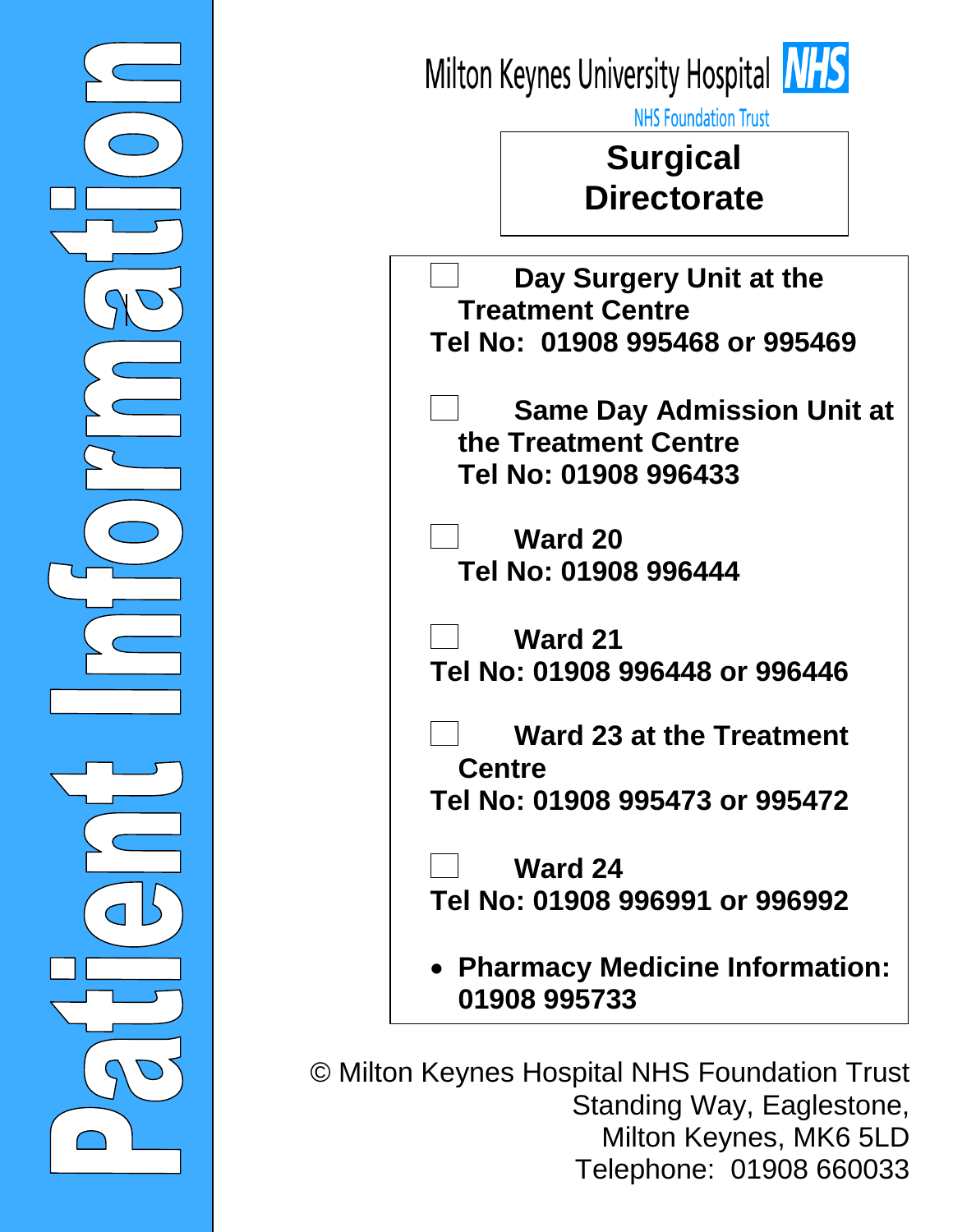Patient Information

Milton Keynes University Hospital NHS

NHS Foundation Trust

# Surgical Directorate

☐ **Day Surgery Unit at the Treatment Centre**
**Tel No: 01908 995468 or 995469**

☐ **Same Day Admission Unit at the Treatment Centre**
**Tel No: 01908 996433**

☐ **Ward 20**
**Tel No: 01908 996444**

☐ **Ward 21**
**Tel No: 01908 996448 or 996446**

☐ **Ward 23 at the Treatment Centre**
**Tel No: 01908 995473 or 995472**

☐ **Ward 24**
**Tel No: 01908 996991 or 996992**

- **Pharmacy Medicine Information: 01908 995733**

© Milton Keynes Hospital NHS Foundation Trust
Standing Way, Eaglestone,
Milton Keynes, MK6 5LD
Telephone: 01908 660033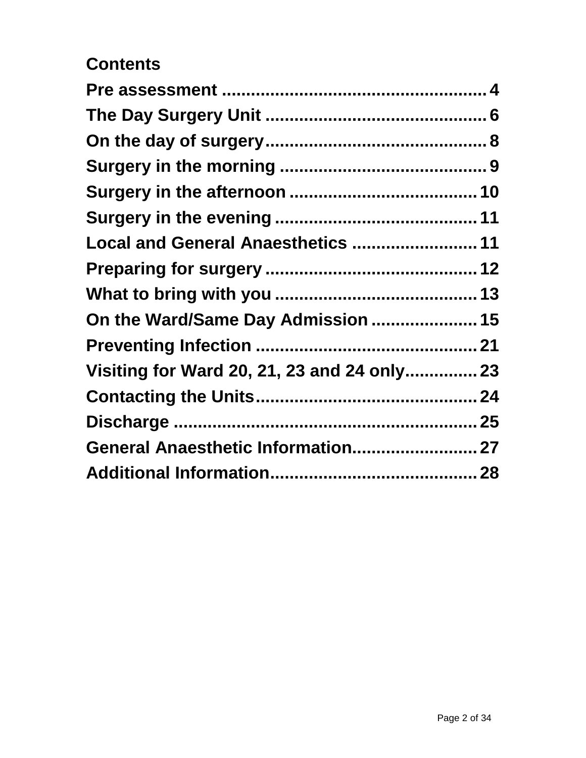# Contents

| Section | Page |
|---|---|
| Pre assessment | 4 |
| The Day Surgery Unit | 6 |
| On the day of surgery | 8 |
| Surgery in the morning | 9 |
| Surgery in the afternoon | 10 |
| Surgery in the evening | 11 |
| Local and General Anaesthetics | 11 |
| Preparing for surgery | 12 |
| What to bring with you | 13 |
| On the Ward/Same Day Admission | 15 |
| Preventing Infection | 21 |
| Visiting for Ward 20, 21, 23 and 24 only | 23 |
| Contacting the Units | 24 |
| Discharge | 25 |
| General Anaesthetic Information | 27 |
| Additional Information | 28 |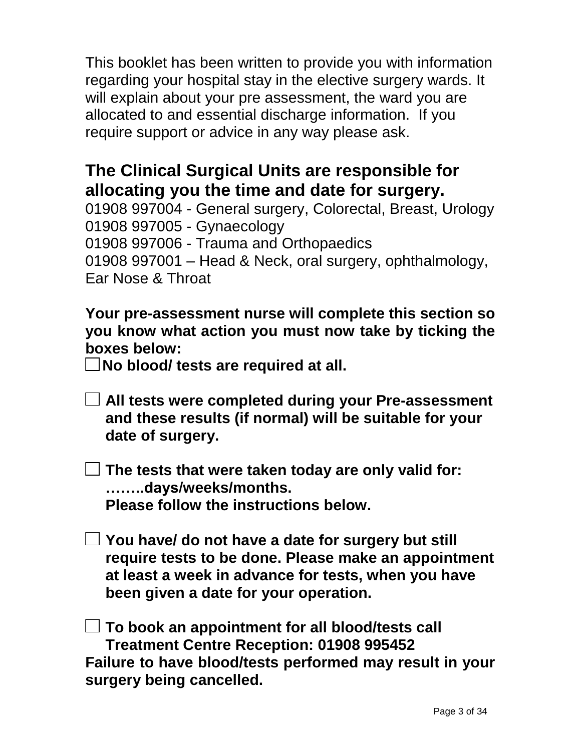This booklet has been written to provide you with information regarding your hospital stay in the elective surgery wards. It will explain about your pre assessment, the ward you are allocated to and essential discharge information. If you require support or advice in any way please ask.

## The Clinical Surgical Units are responsible for allocating you the time and date for surgery.

01908 997004 - General surgery, Colorectal, Breast, Urology
01908 997005 - Gynaecology
01908 997006 - Trauma and Orthopaedics
01908 997001 – Head & Neck, oral surgery, ophthalmology, Ear Nose & Throat

**Your pre-assessment nurse will complete this section so you know what action you must now take by ticking the boxes below:**

☐ **No blood/ tests are required at all.**

☐ **All tests were completed during your Pre-assessment and these results (if normal) will be suitable for your date of surgery.**

☐ **The tests that were taken today are only valid for: ……..days/weeks/months.
Please follow the instructions below.**

☐ **You have/ do not have a date for surgery but still require tests to be done. Please make an appointment at least a week in advance for tests, when you have been given a date for your operation.**

☐ **To book an appointment for all blood/tests call Treatment Centre Reception: 01908 995452**

**Failure to have blood/tests performed may result in your surgery being cancelled.**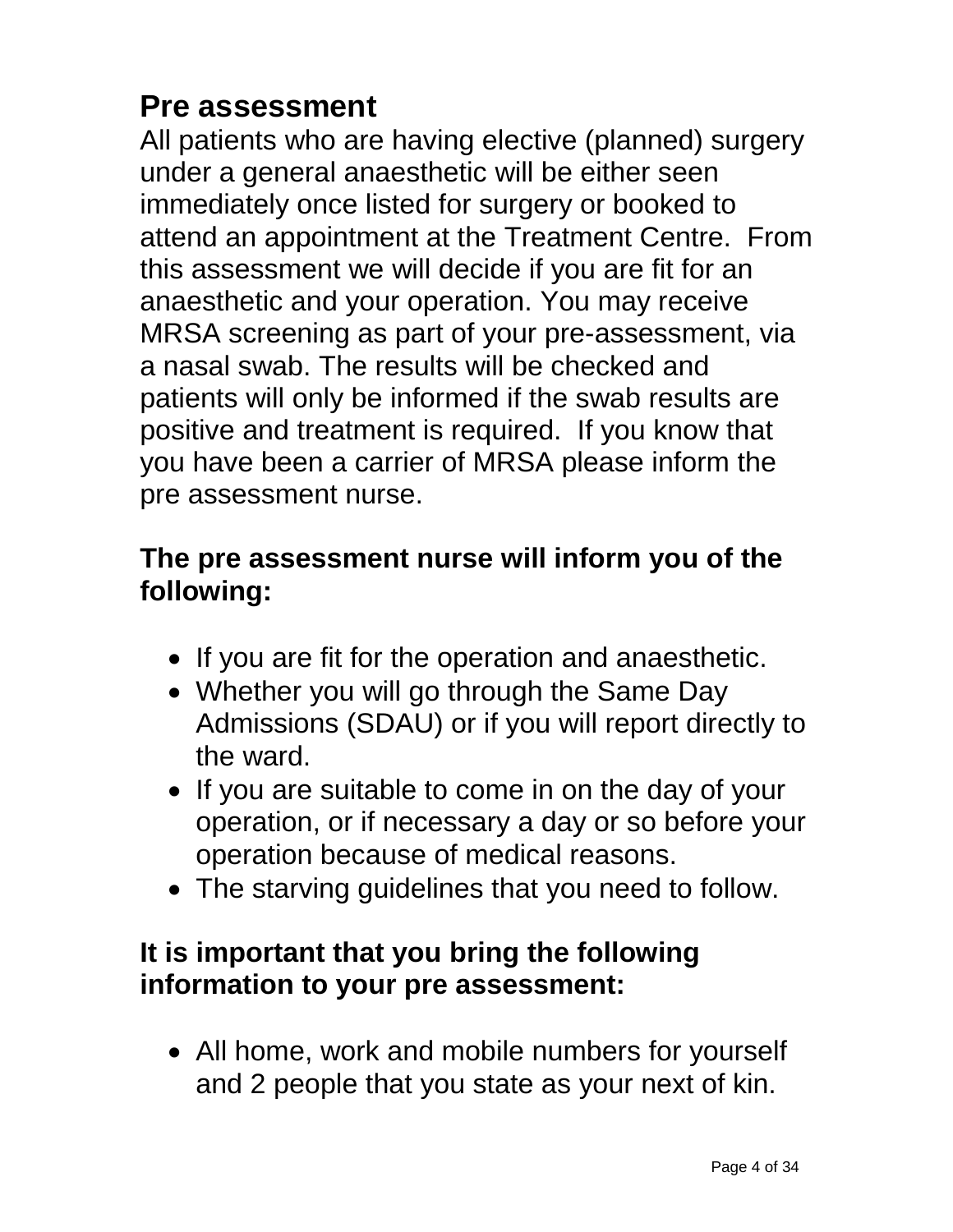## Pre assessment

All patients who are having elective (planned) surgery under a general anaesthetic will be either seen immediately once listed for surgery or booked to attend an appointment at the Treatment Centre. From this assessment we will decide if you are fit for an anaesthetic and your operation. You may receive MRSA screening as part of your pre-assessment, via a nasal swab. The results will be checked and patients will only be informed if the swab results are positive and treatment is required. If you know that you have been a carrier of MRSA please inform the pre assessment nurse.

**The pre assessment nurse will inform you of the following:**

- If you are fit for the operation and anaesthetic.
- Whether you will go through the Same Day Admissions (SDAU) or if you will report directly to the ward.
- If you are suitable to come in on the day of your operation, or if necessary a day or so before your operation because of medical reasons.
- The starving guidelines that you need to follow.

**It is important that you bring the following information to your pre assessment:**

- All home, work and mobile numbers for yourself and 2 people that you state as your next of kin.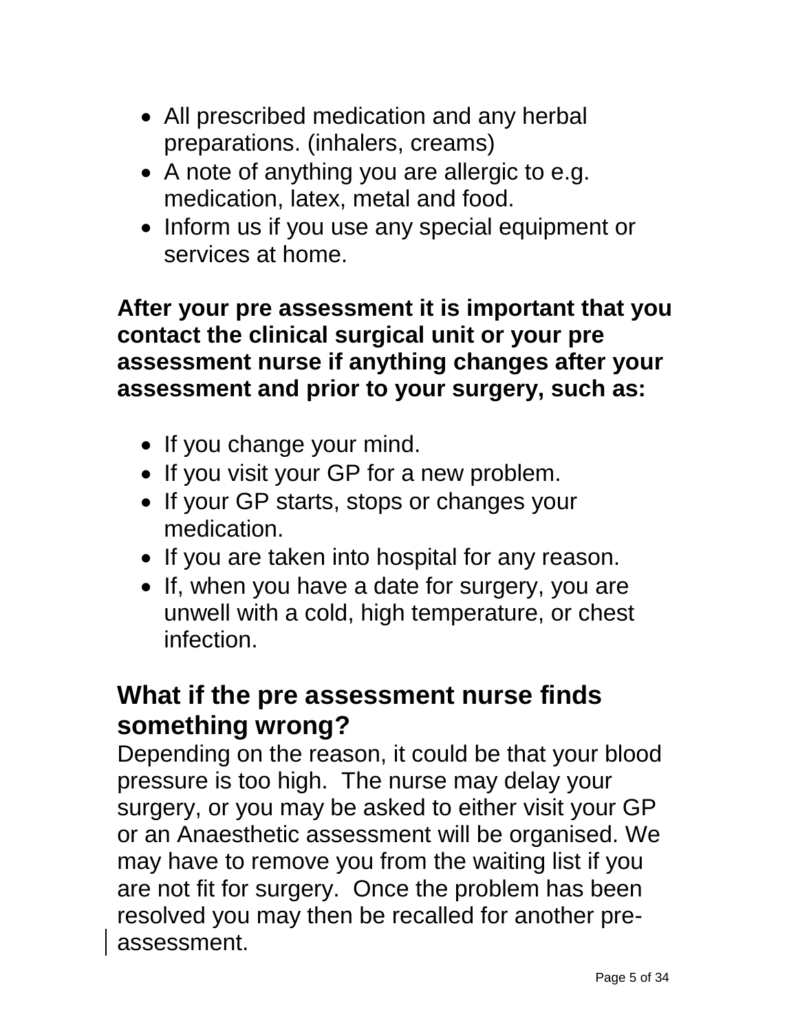- All prescribed medication and any herbal preparations. (inhalers, creams)
- A note of anything you are allergic to e.g. medication, latex, metal and food.
- Inform us if you use any special equipment or services at home.

**After your pre assessment it is important that you contact the clinical surgical unit or your pre assessment nurse if anything changes after your assessment and prior to your surgery, such as:**

- If you change your mind.
- If you visit your GP for a new problem.
- If your GP starts, stops or changes your medication.
- If you are taken into hospital for any reason.
- If, when you have a date for surgery, you are unwell with a cold, high temperature, or chest infection.

## What if the pre assessment nurse finds something wrong?

Depending on the reason, it could be that your blood pressure is too high. The nurse may delay your surgery, or you may be asked to either visit your GP or an Anaesthetic assessment will be organised. We may have to remove you from the waiting list if you are not fit for surgery. Once the problem has been resolved you may then be recalled for another pre-assessment.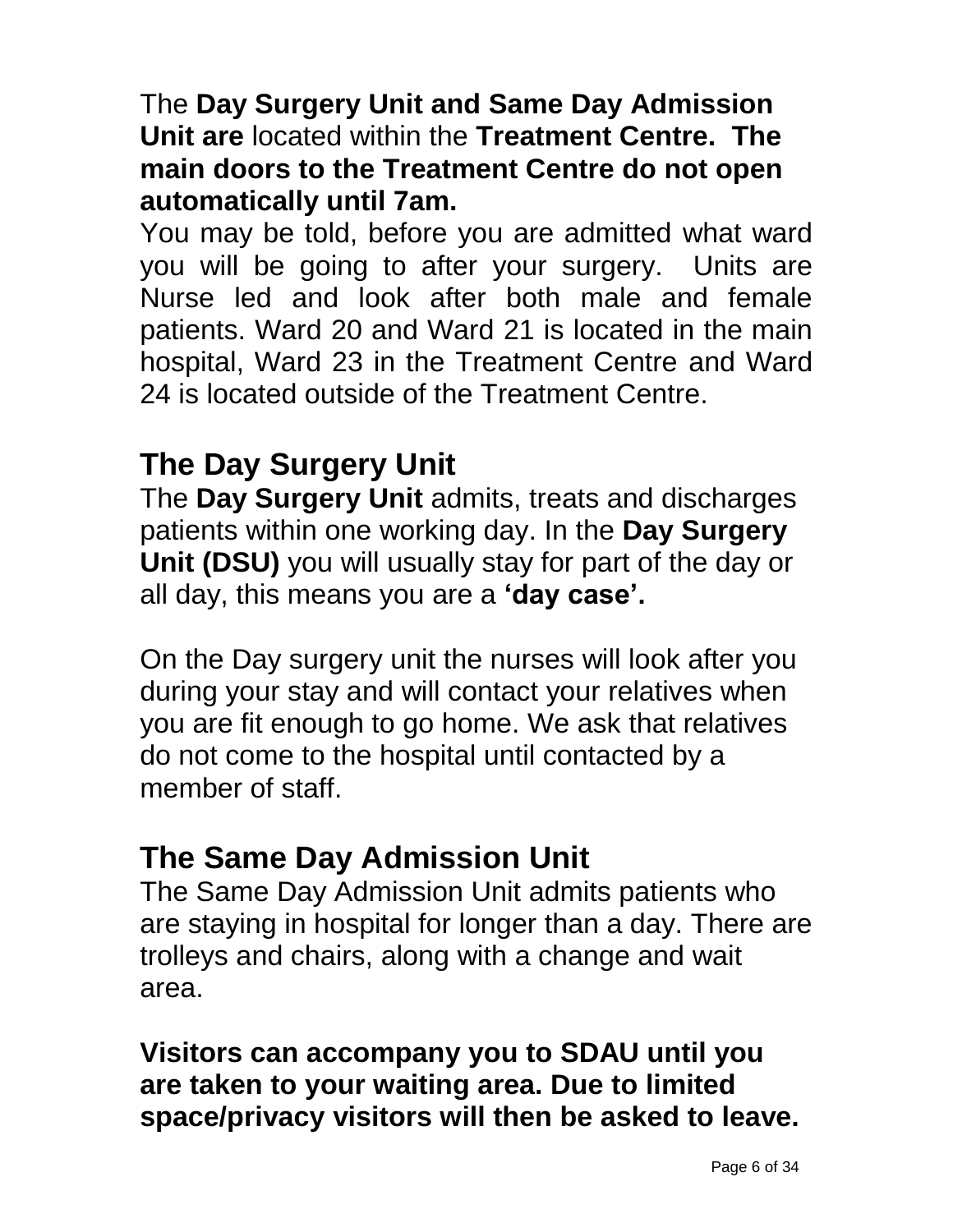The **Day Surgery Unit and Same Day Admission Unit are** located within the **Treatment Centre. The main doors to the Treatment Centre do not open automatically until 7am.**

You may be told, before you are admitted what ward you will be going to after your surgery. Units are Nurse led and look after both male and female patients. Ward 20 and Ward 21 is located in the main hospital, Ward 23 in the Treatment Centre and Ward 24 is located outside of the Treatment Centre.

## The Day Surgery Unit

The **Day Surgery Unit** admits, treats and discharges patients within one working day. In the **Day Surgery Unit (DSU)** you will usually stay for part of the day or all day, this means you are a **'day case'.**

On the Day surgery unit the nurses will look after you during your stay and will contact your relatives when you are fit enough to go home. We ask that relatives do not come to the hospital until contacted by a member of staff.

## The Same Day Admission Unit

The Same Day Admission Unit admits patients who are staying in hospital for longer than a day. There are trolleys and chairs, along with a change and wait area.

**Visitors can accompany you to SDAU until you are taken to your waiting area. Due to limited space/privacy visitors will then be asked to leave.**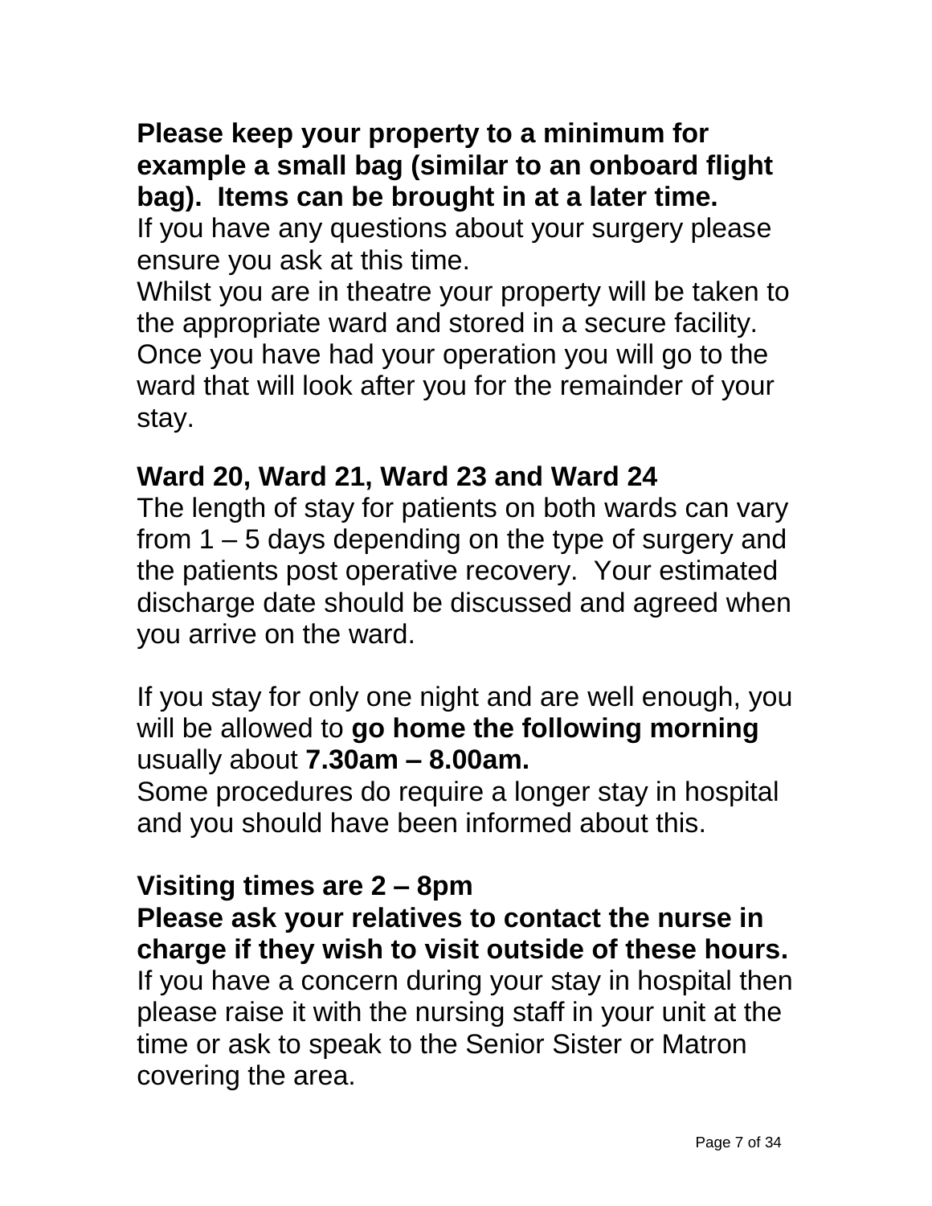**Please keep your property to a minimum for example a small bag (similar to an onboard flight bag). Items can be brought in at a later time.**

If you have any questions about your surgery please ensure you ask at this time.

Whilst you are in theatre your property will be taken to the appropriate ward and stored in a secure facility.

Once you have had your operation you will go to the ward that will look after you for the remainder of your stay.

## Ward 20, Ward 21, Ward 23 and Ward 24

The length of stay for patients on both wards can vary from 1 – 5 days depending on the type of surgery and the patients post operative recovery. Your estimated discharge date should be discussed and agreed when you arrive on the ward.

If you stay for only one night and are well enough, you will be allowed to **go home the following morning** usually about **7.30am – 8.00am.**

Some procedures do require a longer stay in hospital and you should have been informed about this.

**Visiting times are 2 – 8pm**

**Please ask your relatives to contact the nurse in charge if they wish to visit outside of these hours.**

If you have a concern during your stay in hospital then please raise it with the nursing staff in your unit at the time or ask to speak to the Senior Sister or Matron covering the area.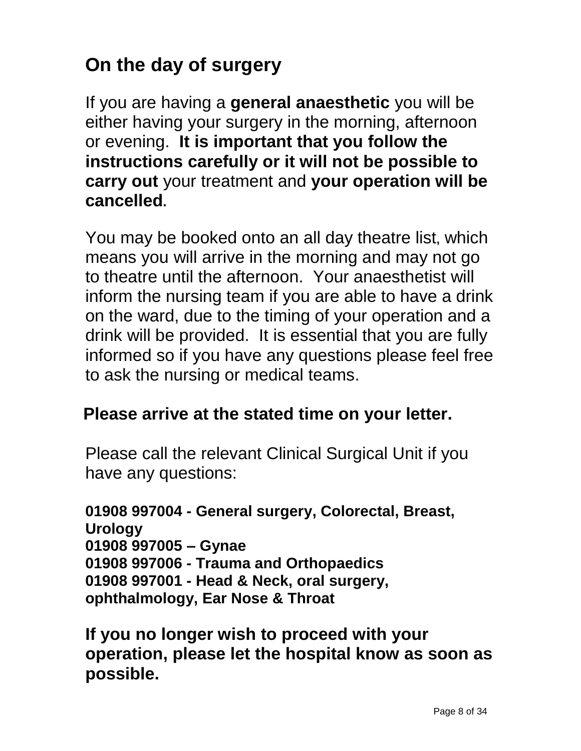## On the day of surgery

If you are having a **general anaesthetic** you will be either having your surgery in the morning, afternoon or evening. **It is important that you follow the instructions carefully or it will not be possible to carry out** your treatment and **your operation will be cancelled**.

You may be booked onto an all day theatre list, which means you will arrive in the morning and may not go to theatre until the afternoon. Your anaesthetist will inform the nursing team if you are able to have a drink on the ward, due to the timing of your operation and a drink will be provided. It is essential that you are fully informed so if you have any questions please feel free to ask the nursing or medical teams.

**Please arrive at the stated time on your letter.**

Please call the relevant Clinical Surgical Unit if you have any questions:

**01908 997004 - General surgery, Colorectal, Breast, Urology**
**01908 997005 – Gynae**
**01908 997006 - Trauma and Orthopaedics**
**01908 997001 - Head & Neck, oral surgery, ophthalmology, Ear Nose & Throat**

**If you no longer wish to proceed with your operation, please let the hospital know as soon as possible.**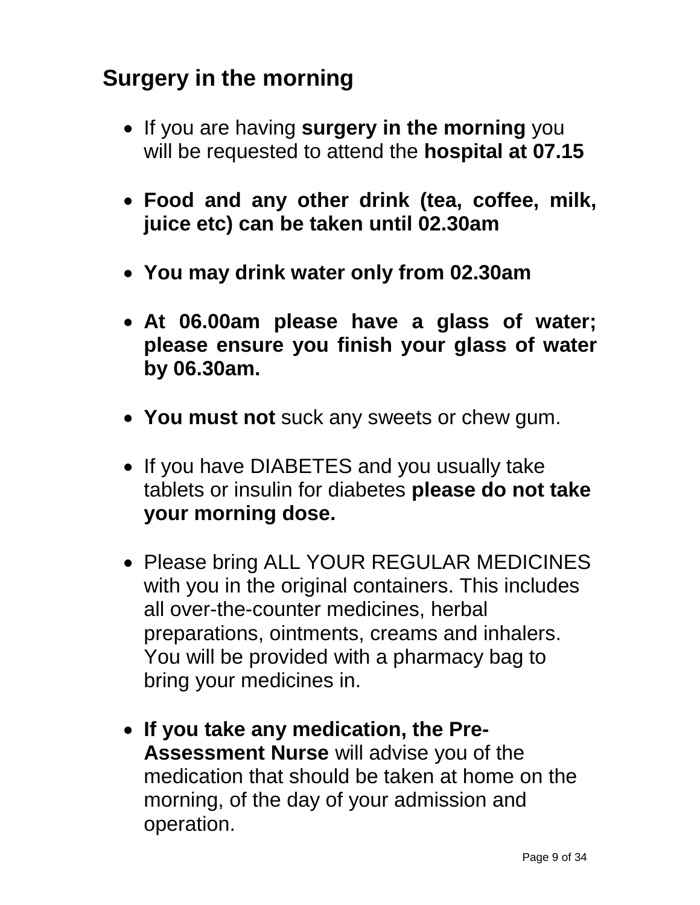## Surgery in the morning

- If you are having **surgery in the morning** you will be requested to attend the **hospital at 07.15**
- **Food and any other drink (tea, coffee, milk, juice etc) can be taken until 02.30am**
- **You may drink water only from 02.30am**
- **At 06.00am please have a glass of water; please ensure you finish your glass of water by 06.30am.**
- **You must not** suck any sweets or chew gum.
- If you have DIABETES and you usually take tablets or insulin for diabetes **please do not take your morning dose.**
- Please bring ALL YOUR REGULAR MEDICINES with you in the original containers. This includes all over-the-counter medicines, herbal preparations, ointments, creams and inhalers. You will be provided with a pharmacy bag to bring your medicines in.
- **If you take any medication, the Pre-Assessment Nurse** will advise you of the medication that should be taken at home on the morning, of the day of your admission and operation.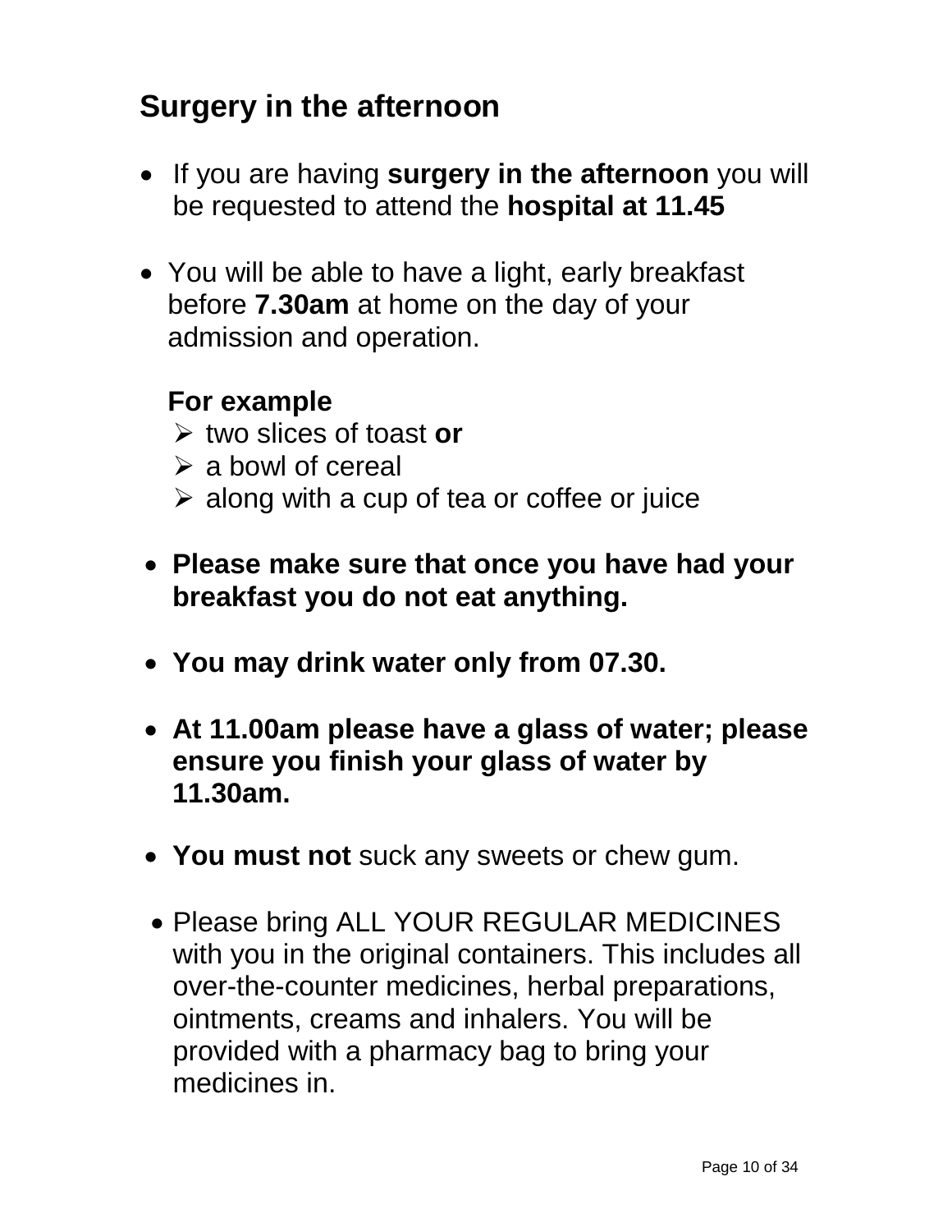## Surgery in the afternoon

- If you are having **surgery in the afternoon** you will be requested to attend the **hospital at 11.45**
- You will be able to have a light, early breakfast before **7.30am** at home on the day of your admission and operation.

  **For example**
  - two slices of toast **or**
  - a bowl of cereal
  - along with a cup of tea or coffee or juice
- **Please make sure that once you have had your breakfast you do not eat anything.**
- **You may drink water only from 07.30.**
- **At 11.00am please have a glass of water; please ensure you finish your glass of water by 11.30am.**
- **You must not** suck any sweets or chew gum.
- Please bring ALL YOUR REGULAR MEDICINES with you in the original containers. This includes all over-the-counter medicines, herbal preparations, ointments, creams and inhalers. You will be provided with a pharmacy bag to bring your medicines in.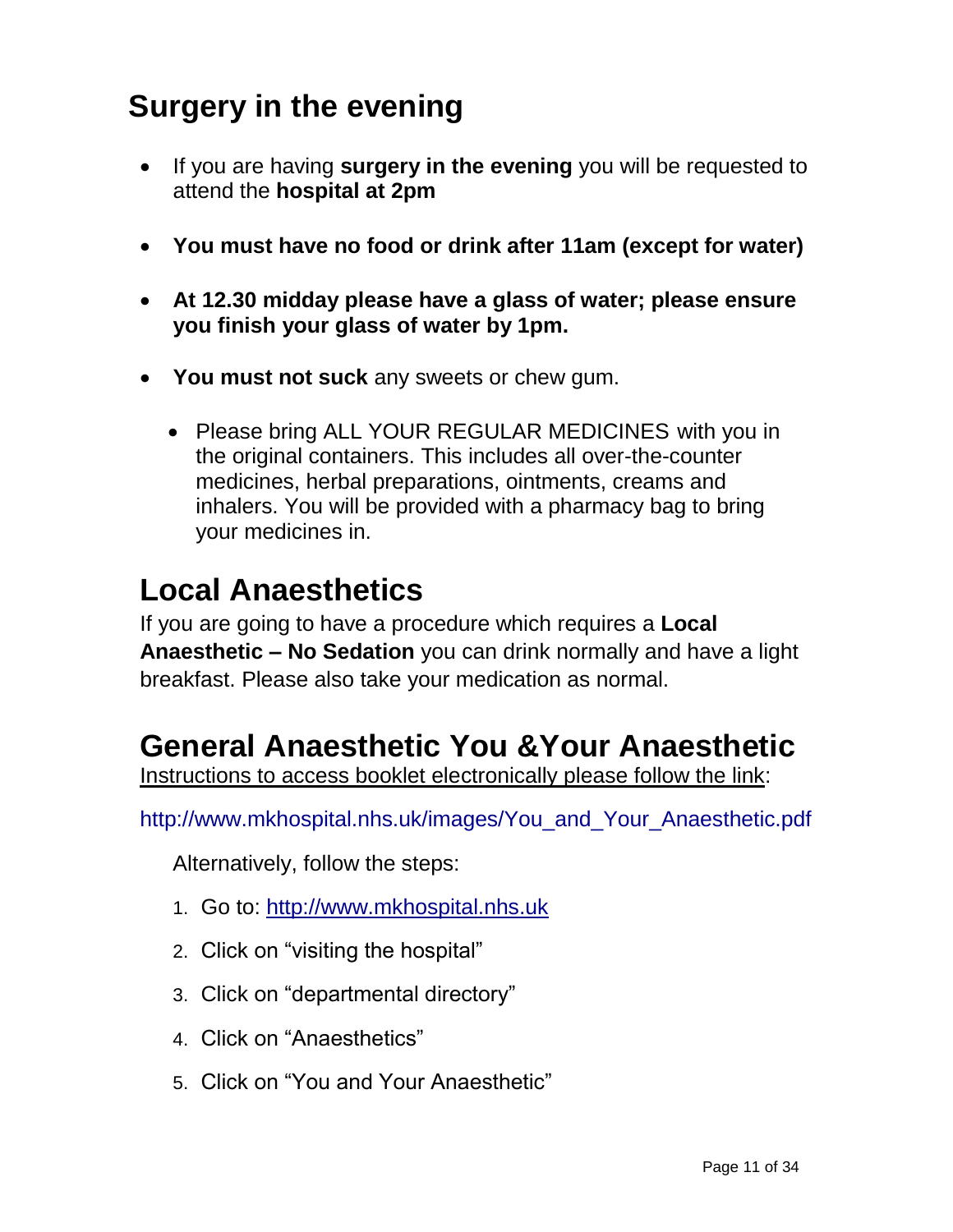## Surgery in the evening

- If you are having **surgery in the evening** you will be requested to attend the **hospital at 2pm**
- **You must have no food or drink after 11am (except for water)**
- **At 12.30 midday please have a glass of water; please ensure you finish your glass of water by 1pm.**
- **You must not suck** any sweets or chew gum.
  - Please bring ALL YOUR REGULAR MEDICINES with you in the original containers. This includes all over-the-counter medicines, herbal preparations, ointments, creams and inhalers. You will be provided with a pharmacy bag to bring your medicines in.

## Local Anaesthetics

If you are going to have a procedure which requires a **Local Anaesthetic – No Sedation** you can drink normally and have a light breakfast. Please also take your medication as normal.

## General Anaesthetic You &Your Anaesthetic

Instructions to access booklet electronically please follow the link:

http://www.mkhospital.nhs.uk/images/You_and_Your_Anaesthetic.pdf

Alternatively, follow the steps:

1. Go to: http://www.mkhospital.nhs.uk
2. Click on "visiting the hospital"
3. Click on "departmental directory"
4. Click on "Anaesthetics"
5. Click on "You and Your Anaesthetic"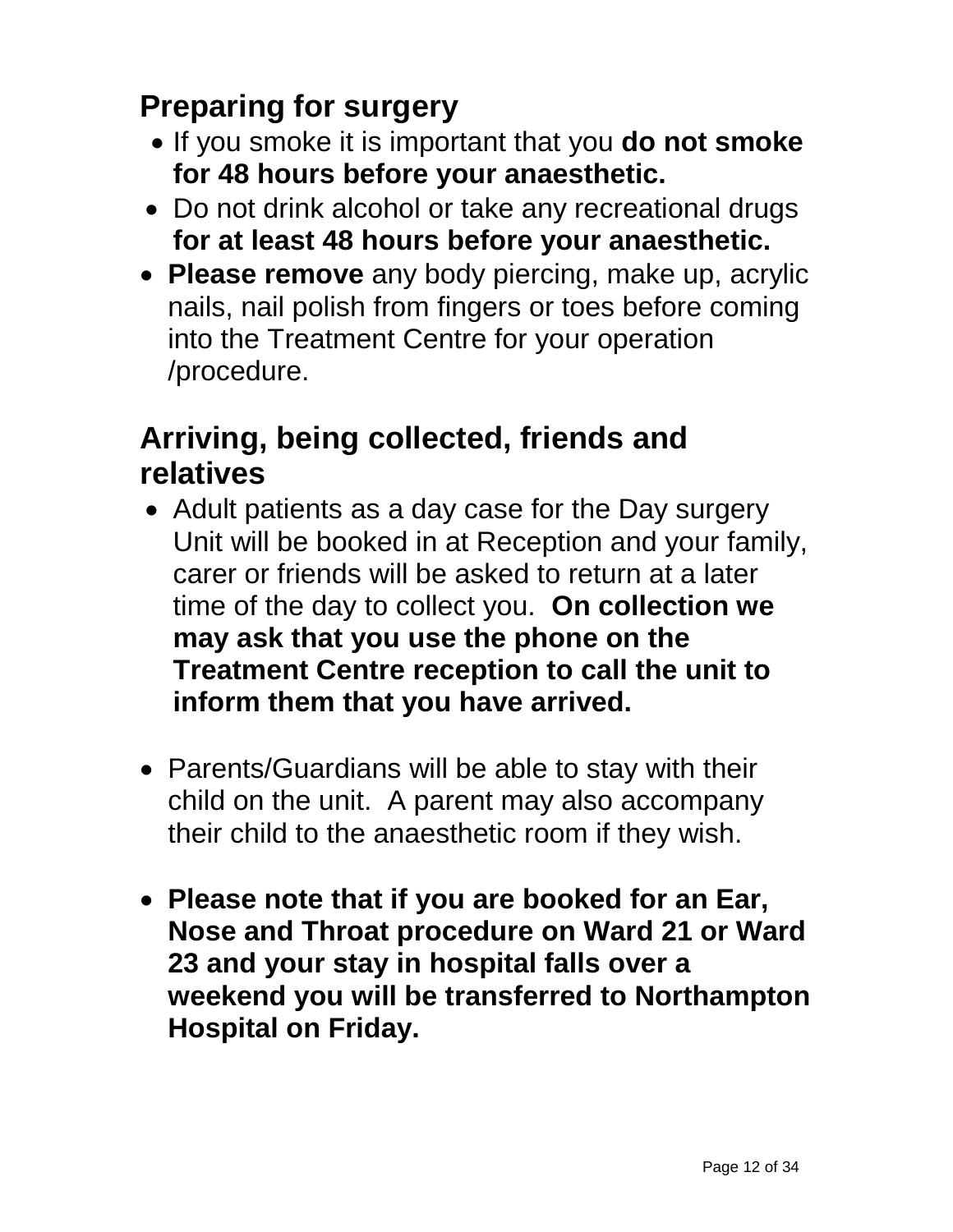## Preparing for surgery

- If you smoke it is important that you **do not smoke for 48 hours before your anaesthetic.**
- Do not drink alcohol or take any recreational drugs **for at least 48 hours before your anaesthetic.**
- **Please remove** any body piercing, make up, acrylic nails, nail polish from fingers or toes before coming into the Treatment Centre for your operation /procedure.

## Arriving, being collected, friends and relatives

- Adult patients as a day case for the Day surgery Unit will be booked in at Reception and your family, carer or friends will be asked to return at a later time of the day to collect you. **On collection we may ask that you use the phone on the Treatment Centre reception to call the unit to inform them that you have arrived.**

- Parents/Guardians will be able to stay with their child on the unit. A parent may also accompany their child to the anaesthetic room if they wish.

- **Please note that if you are booked for an Ear, Nose and Throat procedure on Ward 21 or Ward 23 and your stay in hospital falls over a weekend you will be transferred to Northampton Hospital on Friday.**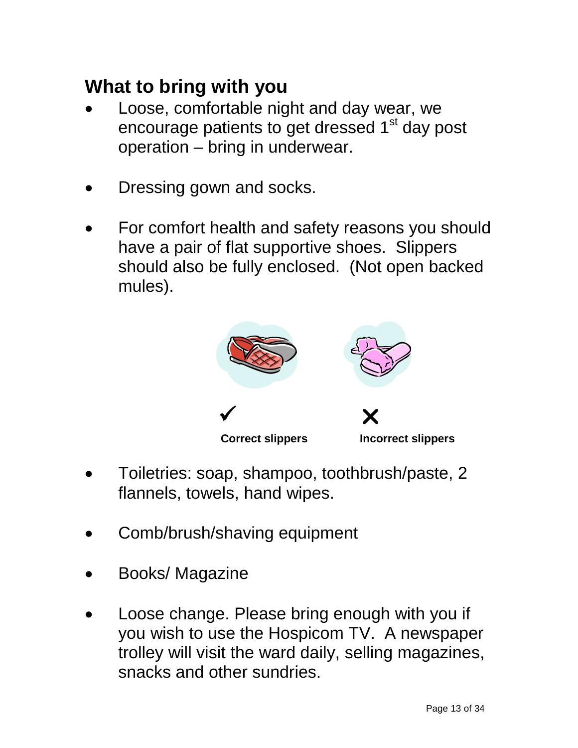## What to bring with you

- Loose, comfortable night and day wear, we encourage patients to get dressed 1st day post operation – bring in underwear.

- Dressing gown and socks.

- For comfort health and safety reasons you should have a pair of flat supportive shoes. Slippers should also be fully enclosed. (Not open backed mules).

✓ **Correct slippers**

✗ **Incorrect slippers**

- Toiletries: soap, shampoo, toothbrush/paste, 2 flannels, towels, hand wipes.

- Comb/brush/shaving equipment

- Books/ Magazine

- Loose change. Please bring enough with you if you wish to use the Hospicom TV. A newspaper trolley will visit the ward daily, selling magazines, snacks and other sundries.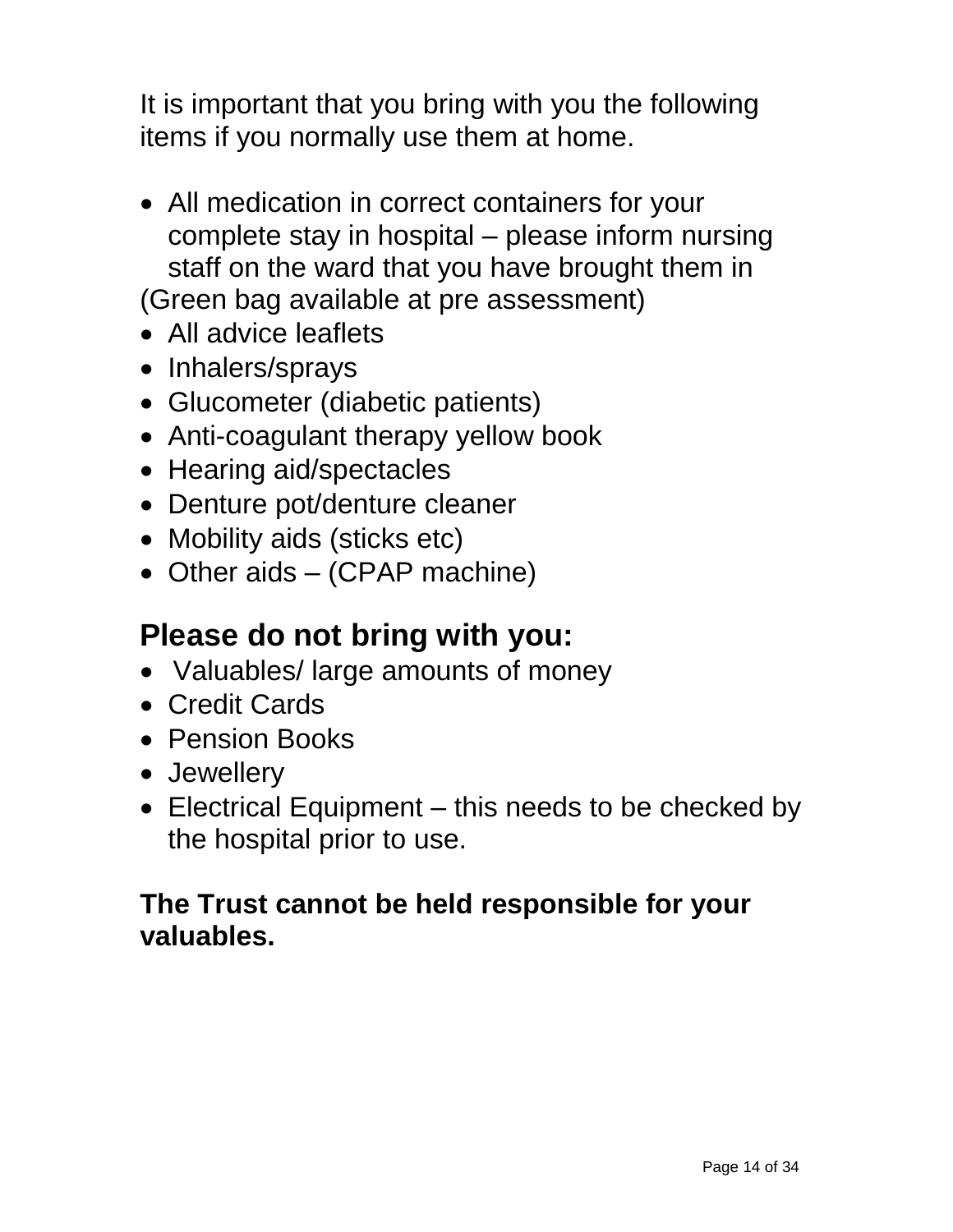It is important that you bring with you the following items if you normally use them at home.

- All medication in correct containers for your complete stay in hospital – please inform nursing staff on the ward that you have brought them in

(Green bag available at pre assessment)

- All advice leaflets
- Inhalers/sprays
- Glucometer (diabetic patients)
- Anti-coagulant therapy yellow book
- Hearing aid/spectacles
- Denture pot/denture cleaner
- Mobility aids (sticks etc)
- Other aids – (CPAP machine)

## Please do not bring with you:

- Valuables/ large amounts of money
- Credit Cards
- Pension Books
- Jewellery
- Electrical Equipment – this needs to be checked by the hospital prior to use.

**The Trust cannot be held responsible for your valuables.**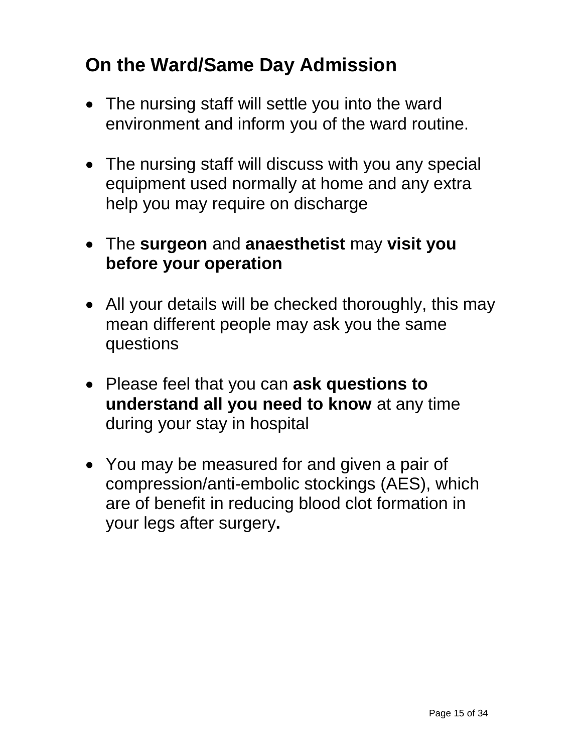## On the Ward/Same Day Admission

- The nursing staff will settle you into the ward environment and inform you of the ward routine.

- The nursing staff will discuss with you any special equipment used normally at home and any extra help you may require on discharge

- The **surgeon** and **anaesthetist** may **visit you before your operation**

- All your details will be checked thoroughly, this may mean different people may ask you the same questions

- Please feel that you can **ask questions to understand all you need to know** at any time during your stay in hospital

- You may be measured for and given a pair of compression/anti-embolic stockings (AES), which are of benefit in reducing blood clot formation in your legs after surgery**.**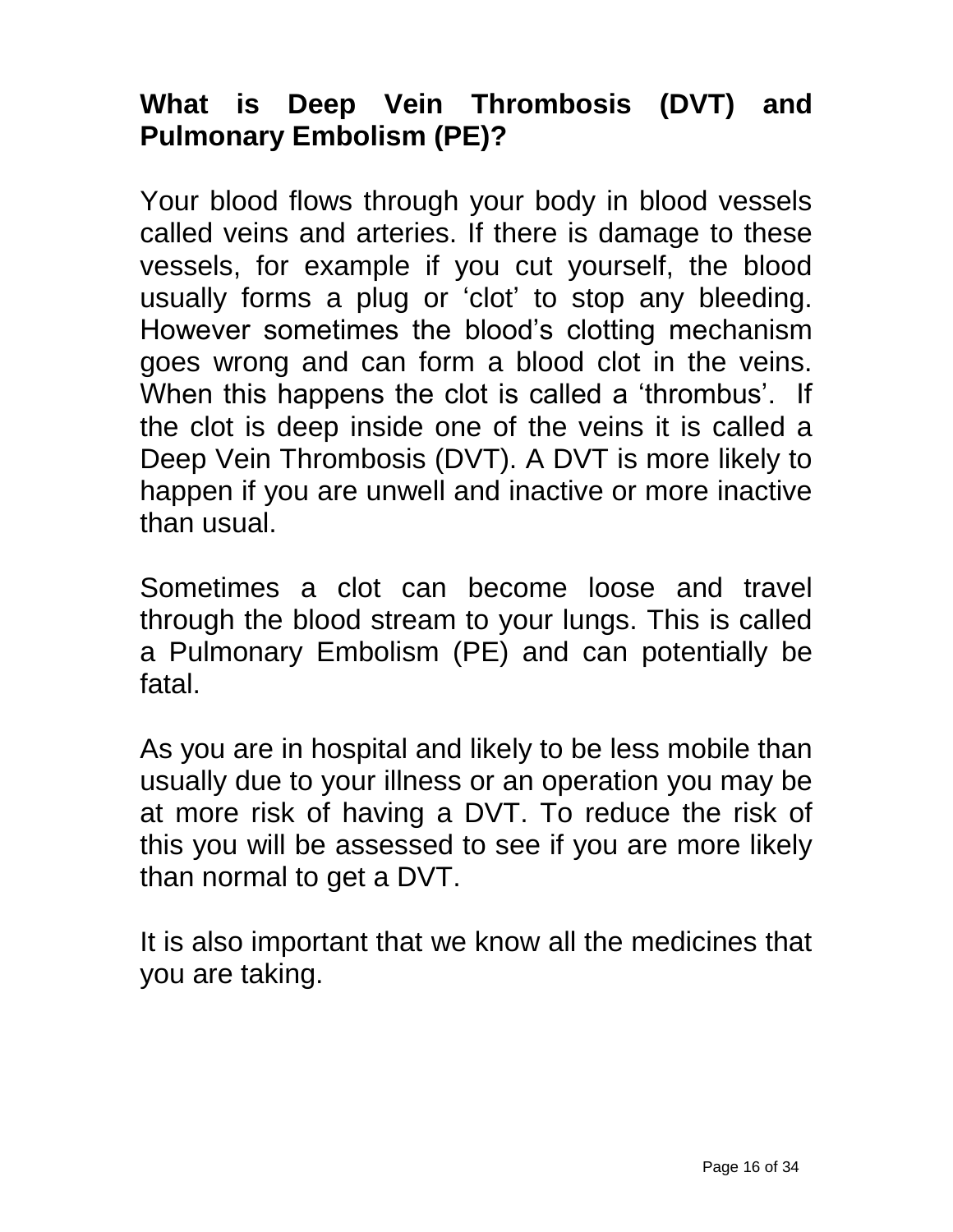## What is Deep Vein Thrombosis (DVT) and Pulmonary Embolism (PE)?

Your blood flows through your body in blood vessels called veins and arteries. If there is damage to these vessels, for example if you cut yourself, the blood usually forms a plug or ‘clot’ to stop any bleeding. However sometimes the blood’s clotting mechanism goes wrong and can form a blood clot in the veins. When this happens the clot is called a ‘thrombus’. If the clot is deep inside one of the veins it is called a Deep Vein Thrombosis (DVT). A DVT is more likely to happen if you are unwell and inactive or more inactive than usual.

Sometimes a clot can become loose and travel through the blood stream to your lungs. This is called a Pulmonary Embolism (PE) and can potentially be fatal.

As you are in hospital and likely to be less mobile than usually due to your illness or an operation you may be at more risk of having a DVT. To reduce the risk of this you will be assessed to see if you are more likely than normal to get a DVT.

It is also important that we know all the medicines that you are taking.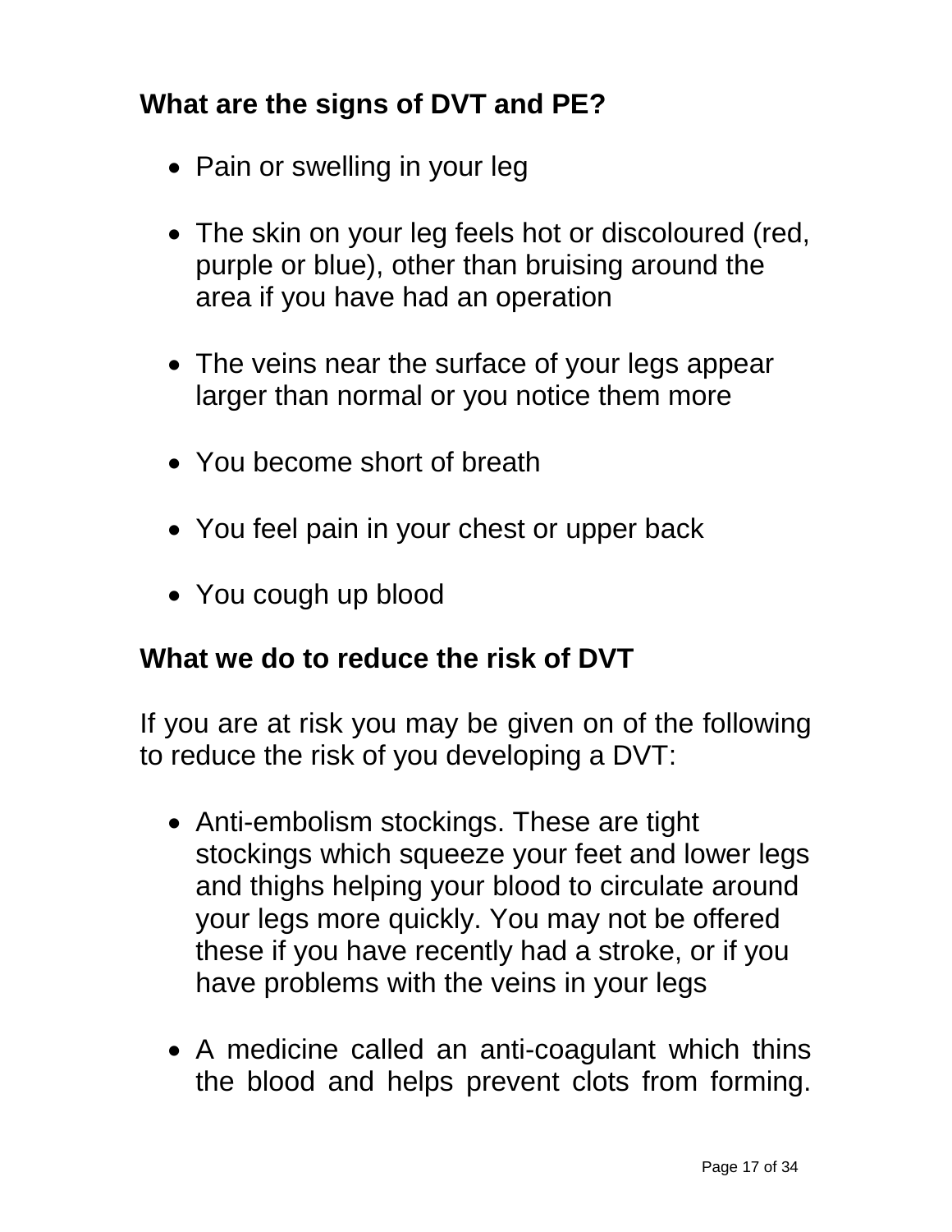## What are the signs of DVT and PE?

- Pain or swelling in your leg
- The skin on your leg feels hot or discoloured (red, purple or blue), other than bruising around the area if you have had an operation
- The veins near the surface of your legs appear larger than normal or you notice them more
- You become short of breath
- You feel pain in your chest or upper back
- You cough up blood

## What we do to reduce the risk of DVT

If you are at risk you may be given on of the following to reduce the risk of you developing a DVT:

- Anti-embolism stockings. These are tight stockings which squeeze your feet and lower legs and thighs helping your blood to circulate around your legs more quickly. You may not be offered these if you have recently had a stroke, or if you have problems with the veins in your legs
- A medicine called an anti-coagulant which thins the blood and helps prevent clots from forming.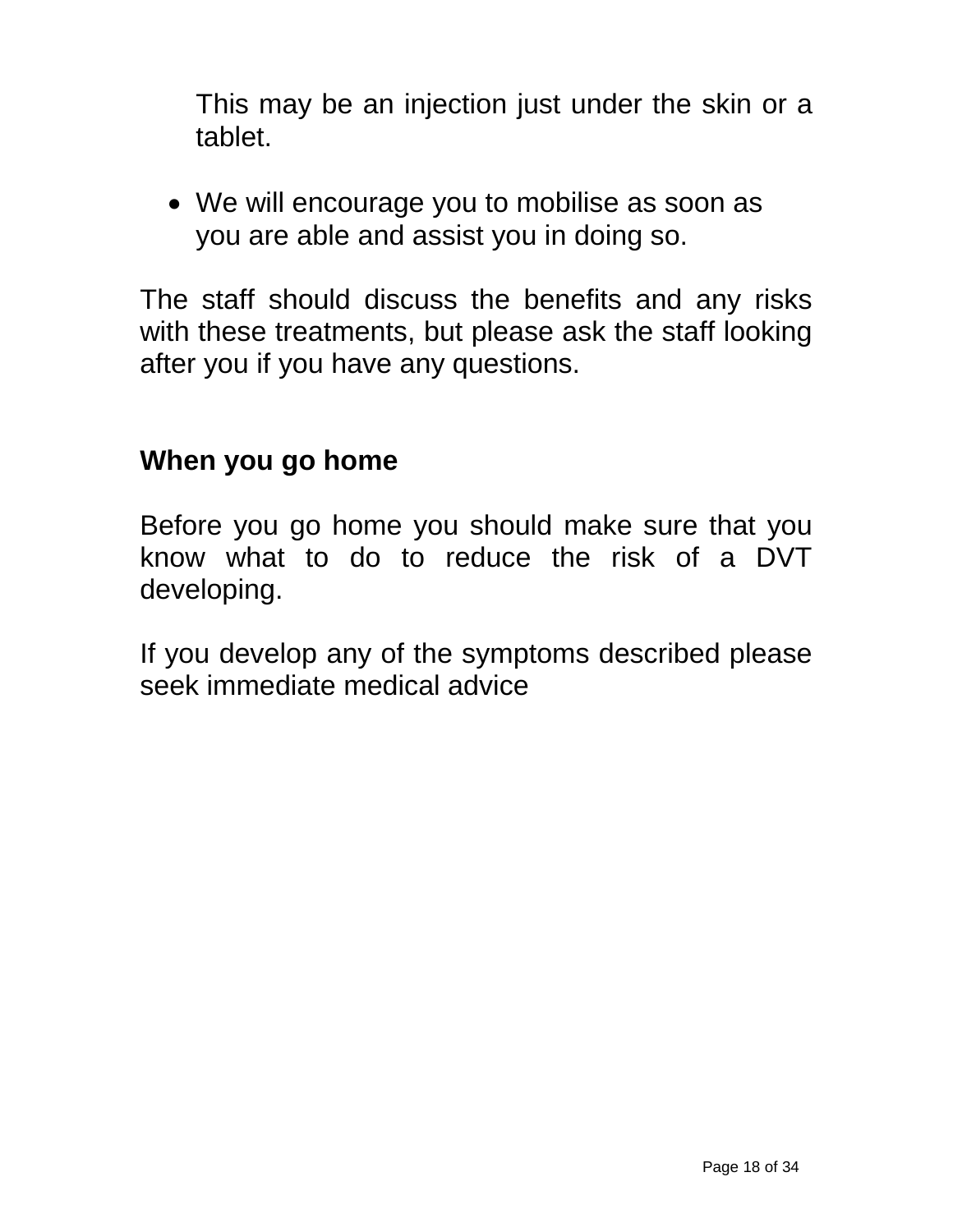This may be an injection just under the skin or a tablet.

- We will encourage you to mobilise as soon as you are able and assist you in doing so.

The staff should discuss the benefits and any risks with these treatments, but please ask the staff looking after you if you have any questions.

**When you go home**

Before you go home you should make sure that you know what to do to reduce the risk of a DVT developing.

If you develop any of the symptoms described please seek immediate medical advice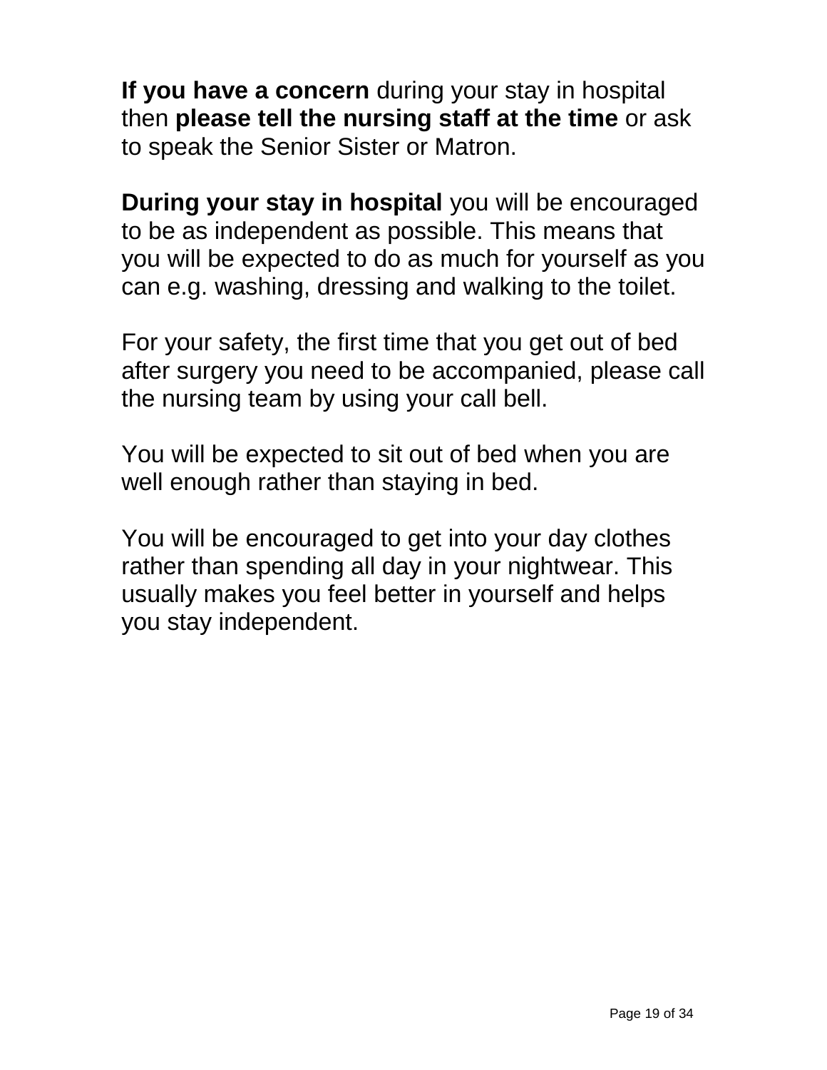**If you have a concern** during your stay in hospital then **please tell the nursing staff at the time** or ask to speak the Senior Sister or Matron.

**During your stay in hospital** you will be encouraged to be as independent as possible. This means that you will be expected to do as much for yourself as you can e.g. washing, dressing and walking to the toilet.

For your safety, the first time that you get out of bed after surgery you need to be accompanied, please call the nursing team by using your call bell.

You will be expected to sit out of bed when you are well enough rather than staying in bed.

You will be encouraged to get into your day clothes rather than spending all day in your nightwear. This usually makes you feel better in yourself and helps you stay independent.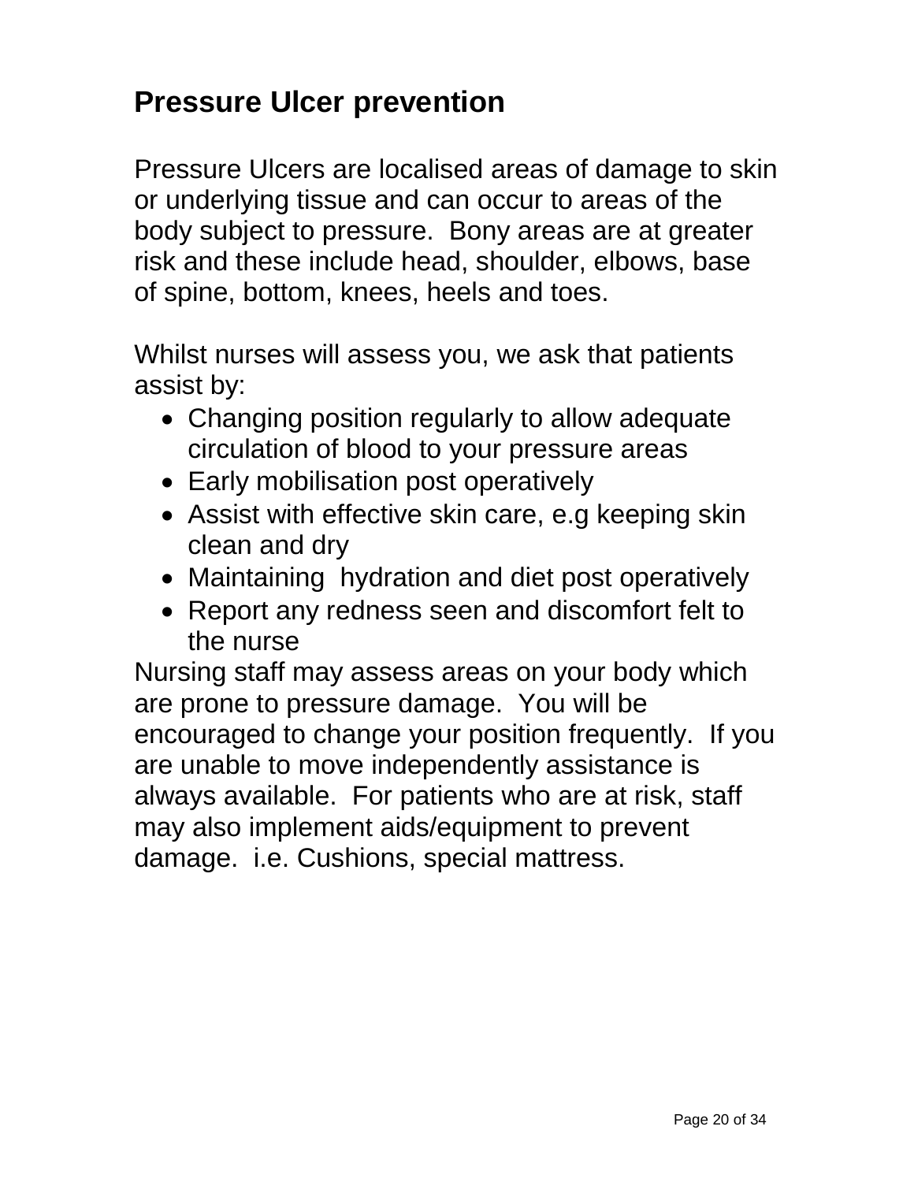## Pressure Ulcer prevention

Pressure Ulcers are localised areas of damage to skin or underlying tissue and can occur to areas of the body subject to pressure. Bony areas are at greater risk and these include head, shoulder, elbows, base of spine, bottom, knees, heels and toes.

Whilst nurses will assess you, we ask that patients assist by:

- Changing position regularly to allow adequate circulation of blood to your pressure areas
- Early mobilisation post operatively
- Assist with effective skin care, e.g keeping skin clean and dry
- Maintaining hydration and diet post operatively
- Report any redness seen and discomfort felt to the nurse

Nursing staff may assess areas on your body which are prone to pressure damage. You will be encouraged to change your position frequently. If you are unable to move independently assistance is always available. For patients who are at risk, staff may also implement aids/equipment to prevent damage. i.e. Cushions, special mattress.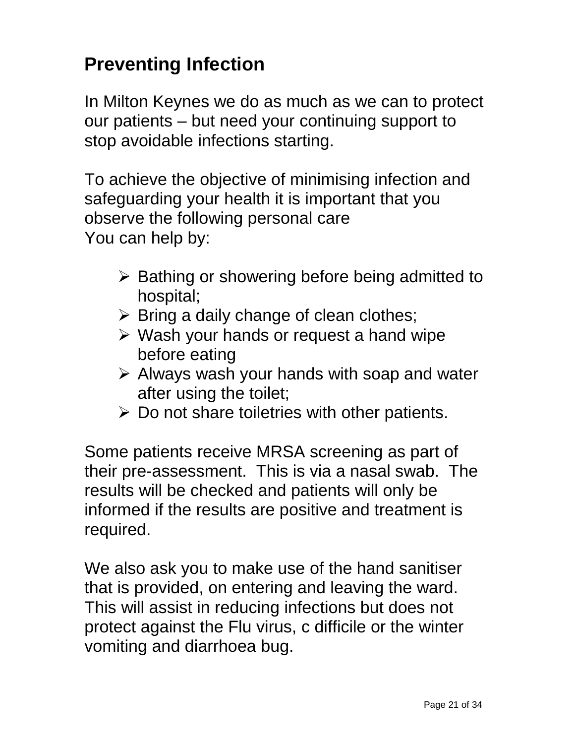## Preventing Infection

In Milton Keynes we do as much as we can to protect our patients – but need your continuing support to stop avoidable infections starting.

To achieve the objective of minimising infection and safeguarding your health it is important that you observe the following personal care
You can help by:

- Bathing or showering before being admitted to hospital;
- Bring a daily change of clean clothes;
- Wash your hands or request a hand wipe before eating
- Always wash your hands with soap and water after using the toilet;
- Do not share toiletries with other patients.

Some patients receive MRSA screening as part of their pre-assessment. This is via a nasal swab. The results will be checked and patients will only be informed if the results are positive and treatment is required.

We also ask you to make use of the hand sanitiser that is provided, on entering and leaving the ward. This will assist in reducing infections but does not protect against the Flu virus, c difficile or the winter vomiting and diarrhoea bug.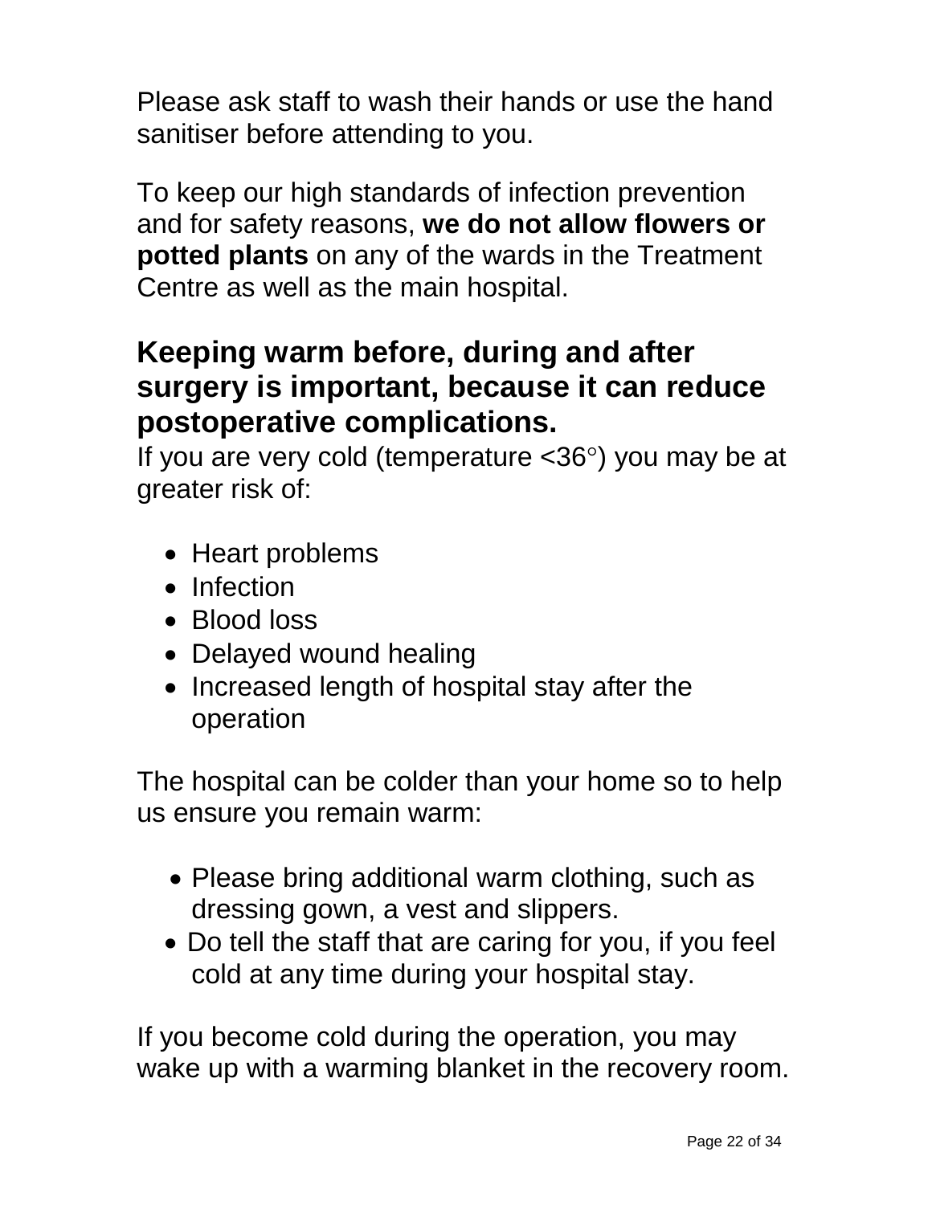Please ask staff to wash their hands or use the hand sanitiser before attending to you.

To keep our high standards of infection prevention and for safety reasons, **we do not allow flowers or potted plants** on any of the wards in the Treatment Centre as well as the main hospital.

## Keeping warm before, during and after surgery is important, because it can reduce postoperative complications.

If you are very cold (temperature <36°) you may be at greater risk of:

- Heart problems
- Infection
- Blood loss
- Delayed wound healing
- Increased length of hospital stay after the operation

The hospital can be colder than your home so to help us ensure you remain warm:

- Please bring additional warm clothing, such as dressing gown, a vest and slippers.
- Do tell the staff that are caring for you, if you feel cold at any time during your hospital stay.

If you become cold during the operation, you may wake up with a warming blanket in the recovery room.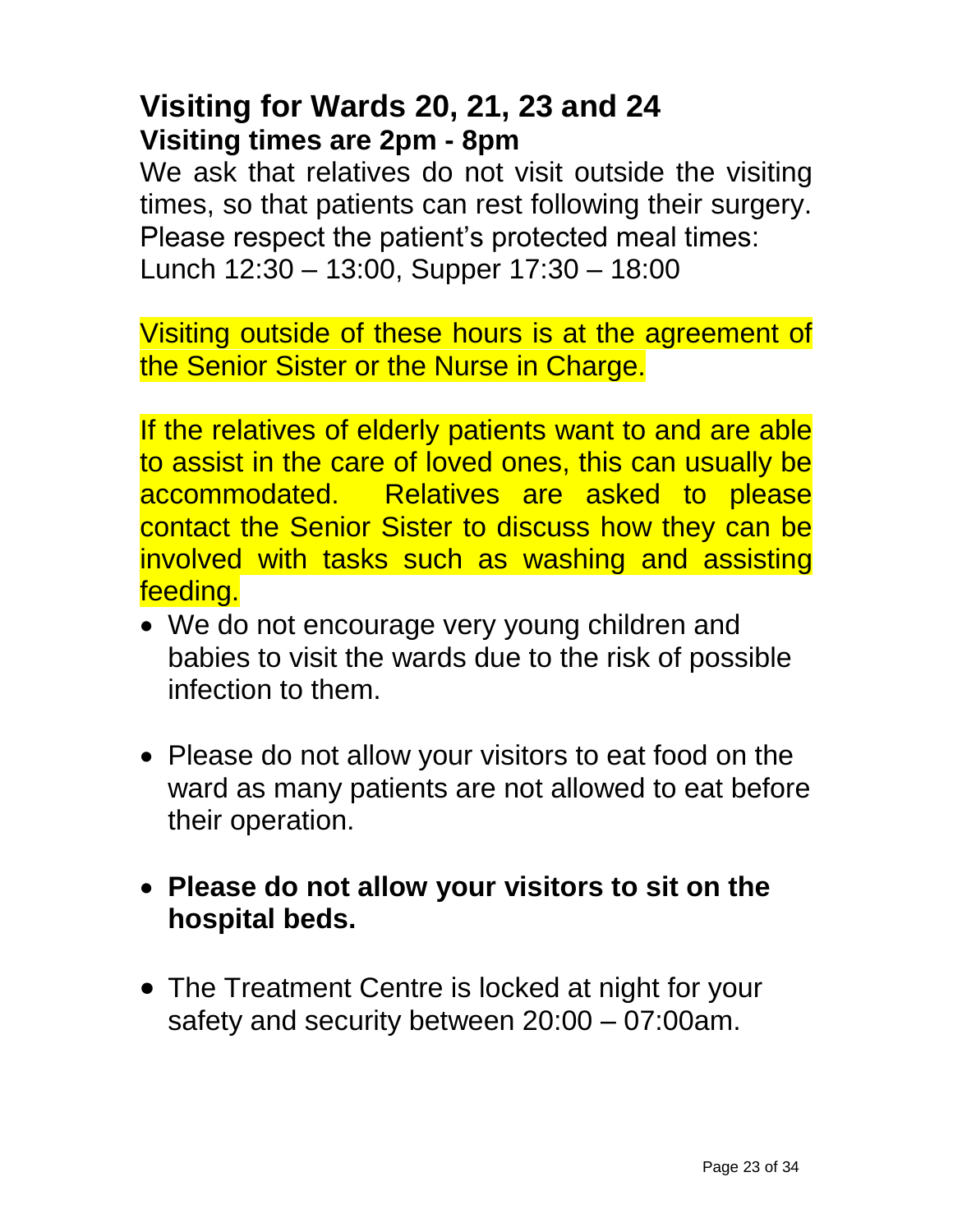# Visiting for Wards 20, 21, 23 and 24

## Visiting times are 2pm - 8pm

We ask that relatives do not visit outside the visiting times, so that patients can rest following their surgery. Please respect the patient's protected meal times: Lunch 12:30 – 13:00, Supper 17:30 – 18:00

Visiting outside of these hours is at the agreement of the Senior Sister or the Nurse in Charge.

If the relatives of elderly patients want to and are able to assist in the care of loved ones, this can usually be accommodated. Relatives are asked to please contact the Senior Sister to discuss how they can be involved with tasks such as washing and assisting feeding.

- We do not encourage very young children and babies to visit the wards due to the risk of possible infection to them.

- Please do not allow your visitors to eat food on the ward as many patients are not allowed to eat before their operation.

- **Please do not allow your visitors to sit on the hospital beds.**

- The Treatment Centre is locked at night for your safety and security between 20:00 – 07:00am.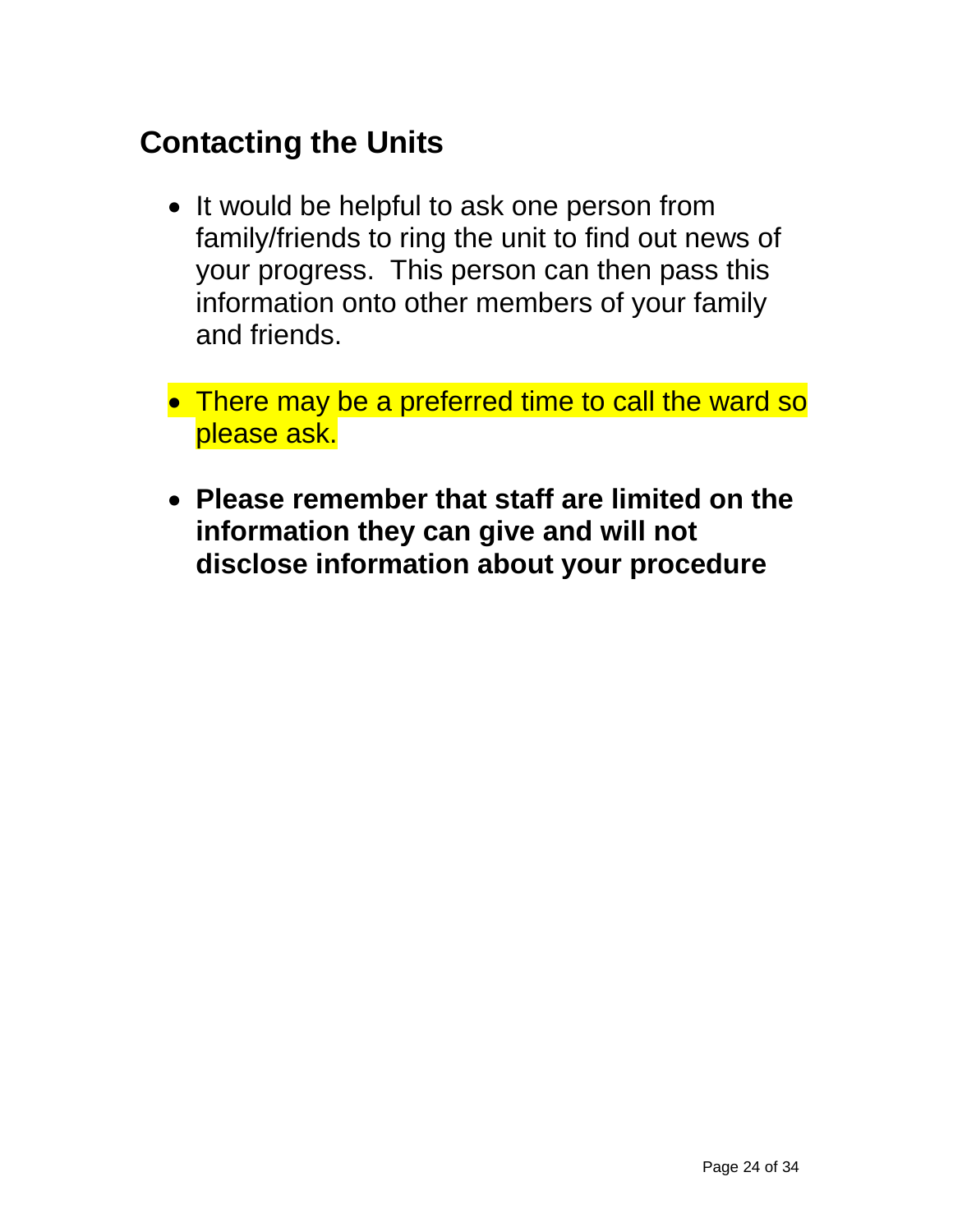## Contacting the Units

- It would be helpful to ask one person from family/friends to ring the unit to find out news of your progress. This person can then pass this information onto other members of your family and friends.

- There may be a preferred time to call the ward so please ask.

- **Please remember that staff are limited on the information they can give and will not disclose information about your procedure**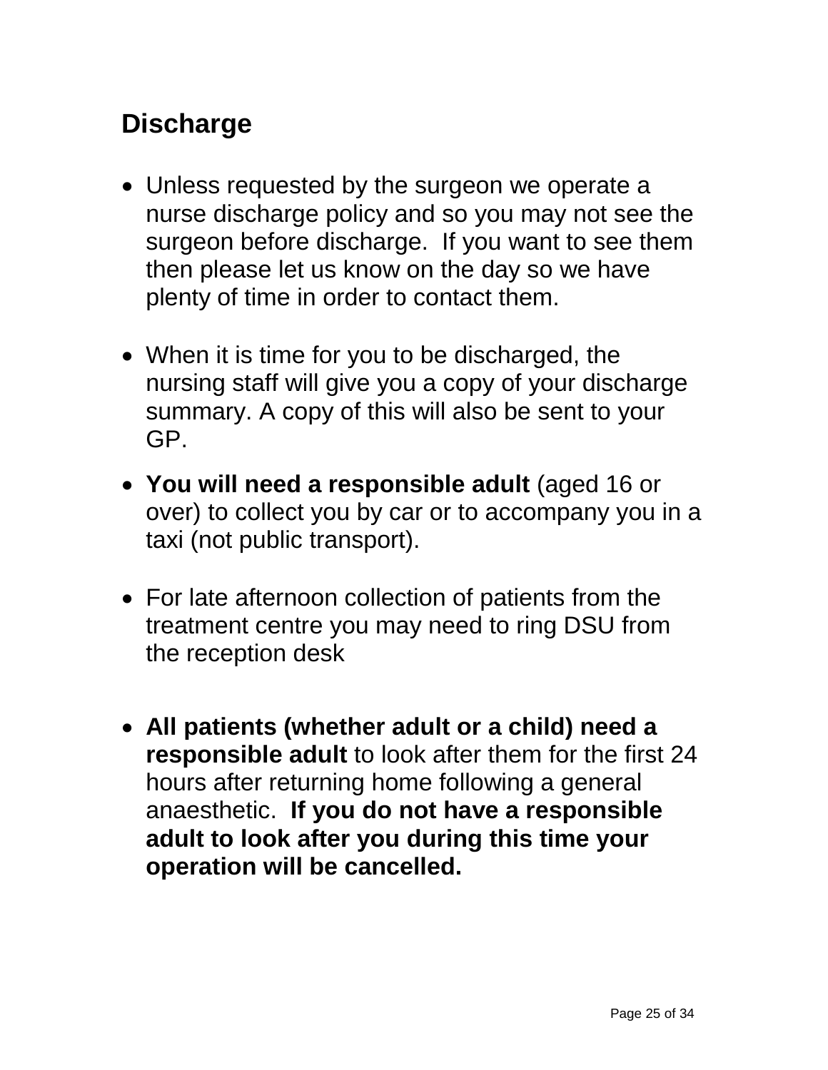## Discharge

- Unless requested by the surgeon we operate a nurse discharge policy and so you may not see the surgeon before discharge. If you want to see them then please let us know on the day so we have plenty of time in order to contact them.

- When it is time for you to be discharged, the nursing staff will give you a copy of your discharge summary. A copy of this will also be sent to your GP.

- **You will need a responsible adult** (aged 16 or over) to collect you by car or to accompany you in a taxi (not public transport).

- For late afternoon collection of patients from the treatment centre you may need to ring DSU from the reception desk

- **All patients (whether adult or a child) need a responsible adult** to look after them for the first 24 hours after returning home following a general anaesthetic. **If you do not have a responsible adult to look after you during this time your operation will be cancelled.**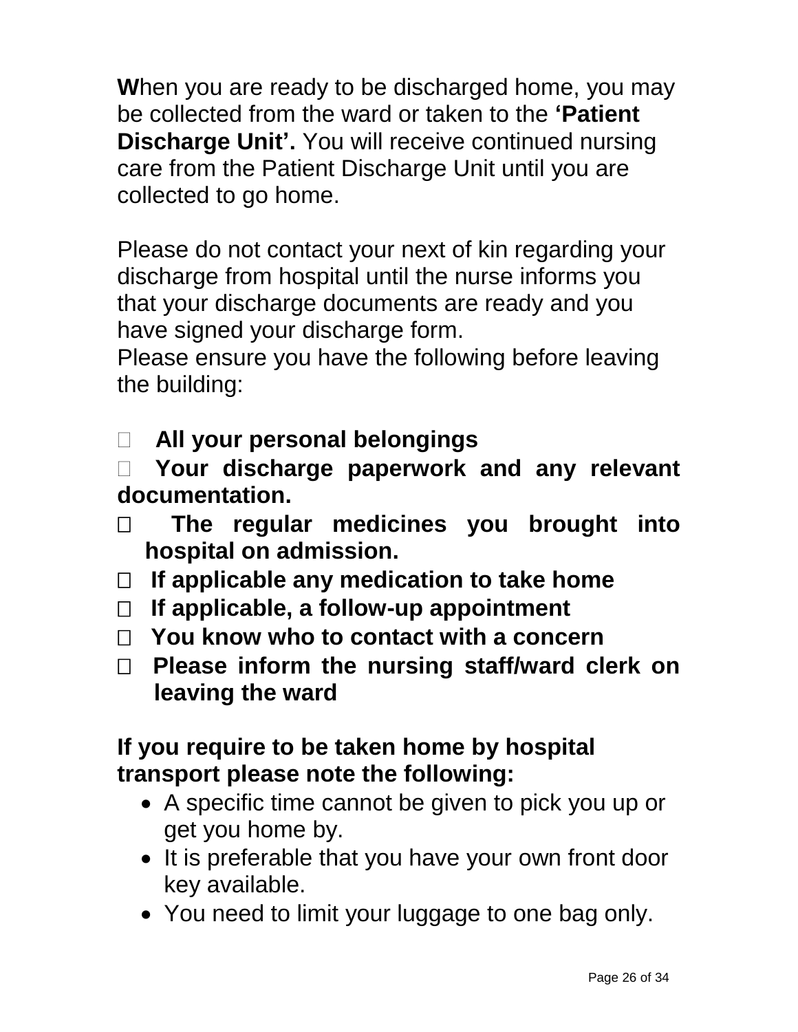**W**hen you are ready to be discharged home, you may be collected from the ward or taken to the **'Patient Discharge Unit'.** You will receive continued nursing care from the Patient Discharge Unit until you are collected to go home.

Please do not contact your next of kin regarding your discharge from hospital until the nurse informs you that your discharge documents are ready and you have signed your discharge form.

Please ensure you have the following before leaving the building:

- **All your personal belongings**
- **Your discharge paperwork and any relevant documentation.**
- **The regular medicines you brought into hospital on admission.**
- **If applicable any medication to take home**
- **If applicable, a follow-up appointment**
- **You know who to contact with a concern**
- **Please inform the nursing staff/ward clerk on leaving the ward**

**If you require to be taken home by hospital transport please note the following:**

- A specific time cannot be given to pick you up or get you home by.
- It is preferable that you have your own front door key available.
- You need to limit your luggage to one bag only.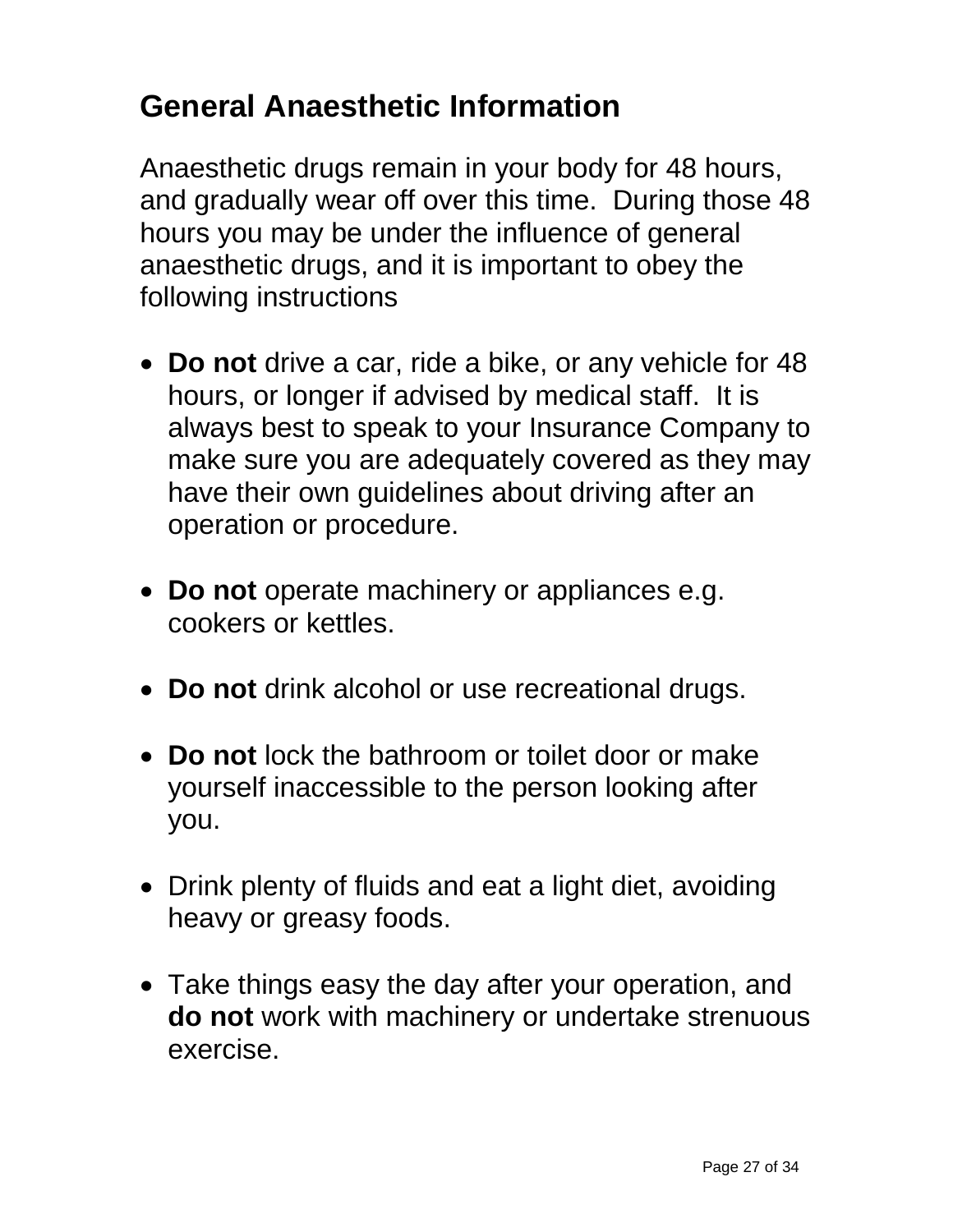# General Anaesthetic Information

Anaesthetic drugs remain in your body for 48 hours, and gradually wear off over this time. During those 48 hours you may be under the influence of general anaesthetic drugs, and it is important to obey the following instructions

- **Do not** drive a car, ride a bike, or any vehicle for 48 hours, or longer if advised by medical staff. It is always best to speak to your Insurance Company to make sure you are adequately covered as they may have their own guidelines about driving after an operation or procedure.

- **Do not** operate machinery or appliances e.g. cookers or kettles.

- **Do not** drink alcohol or use recreational drugs.

- **Do not** lock the bathroom or toilet door or make yourself inaccessible to the person looking after you.

- Drink plenty of fluids and eat a light diet, avoiding heavy or greasy foods.

- Take things easy the day after your operation, and **do not** work with machinery or undertake strenuous exercise.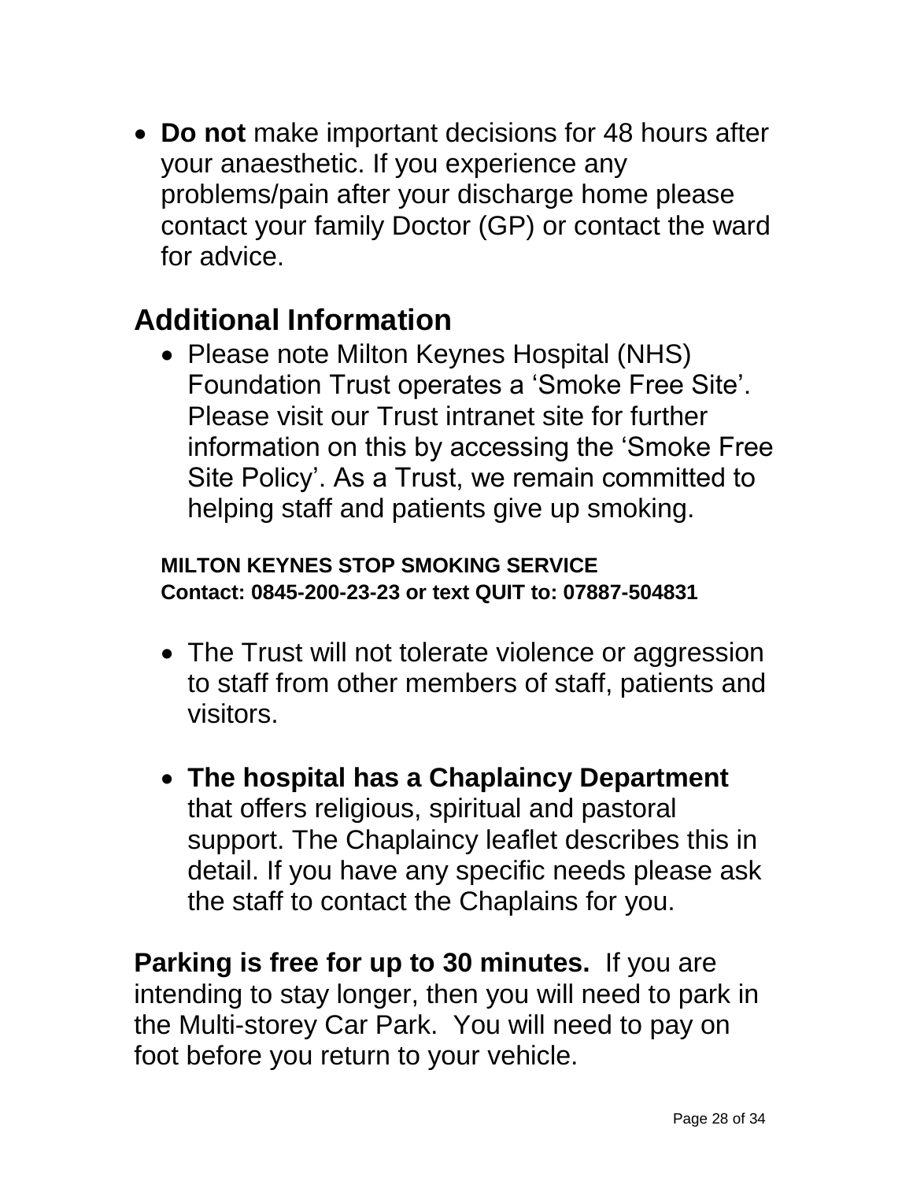- **Do not** make important decisions for 48 hours after your anaesthetic. If you experience any problems/pain after your discharge home please contact your family Doctor (GP) or contact the ward for advice.

## Additional Information

- Please note Milton Keynes Hospital (NHS) Foundation Trust operates a 'Smoke Free Site'. Please visit our Trust intranet site for further information on this by accessing the 'Smoke Free Site Policy'. As a Trust, we remain committed to helping staff and patients give up smoking.

**MILTON KEYNES STOP SMOKING SERVICE**
**Contact: 0845-200-23-23 or text QUIT to: 07887-504831**

- The Trust will not tolerate violence or aggression to staff from other members of staff, patients and visitors.

- **The hospital has a Chaplaincy Department** that offers religious, spiritual and pastoral support. The Chaplaincy leaflet describes this in detail. If you have any specific needs please ask the staff to contact the Chaplains for you.

**Parking is free for up to 30 minutes.** If you are intending to stay longer, then you will need to park in the Multi-storey Car Park. You will need to pay on foot before you return to your vehicle.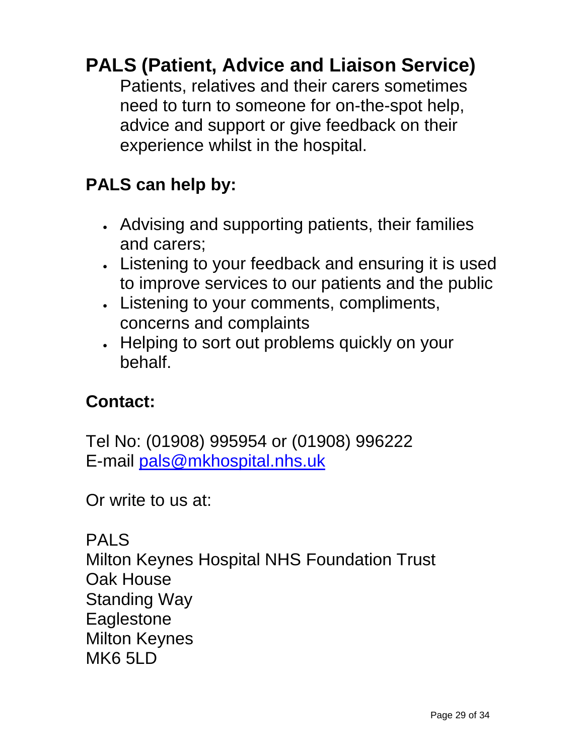## PALS (Patient, Advice and Liaison Service)

Patients, relatives and their carers sometimes need to turn to someone for on-the-spot help, advice and support or give feedback on their experience whilst in the hospital.

## PALS can help by:

- Advising and supporting patients, their families and carers;
- Listening to your feedback and ensuring it is used to improve services to our patients and the public
- Listening to your comments, compliments, concerns and complaints
- Helping to sort out problems quickly on your behalf.

## Contact:

Tel No: (01908) 995954 or (01908) 996222
E-mail pals@mkhospital.nhs.uk

Or write to us at:

PALS
Milton Keynes Hospital NHS Foundation Trust
Oak House
Standing Way
Eaglestone
Milton Keynes
MK6 5LD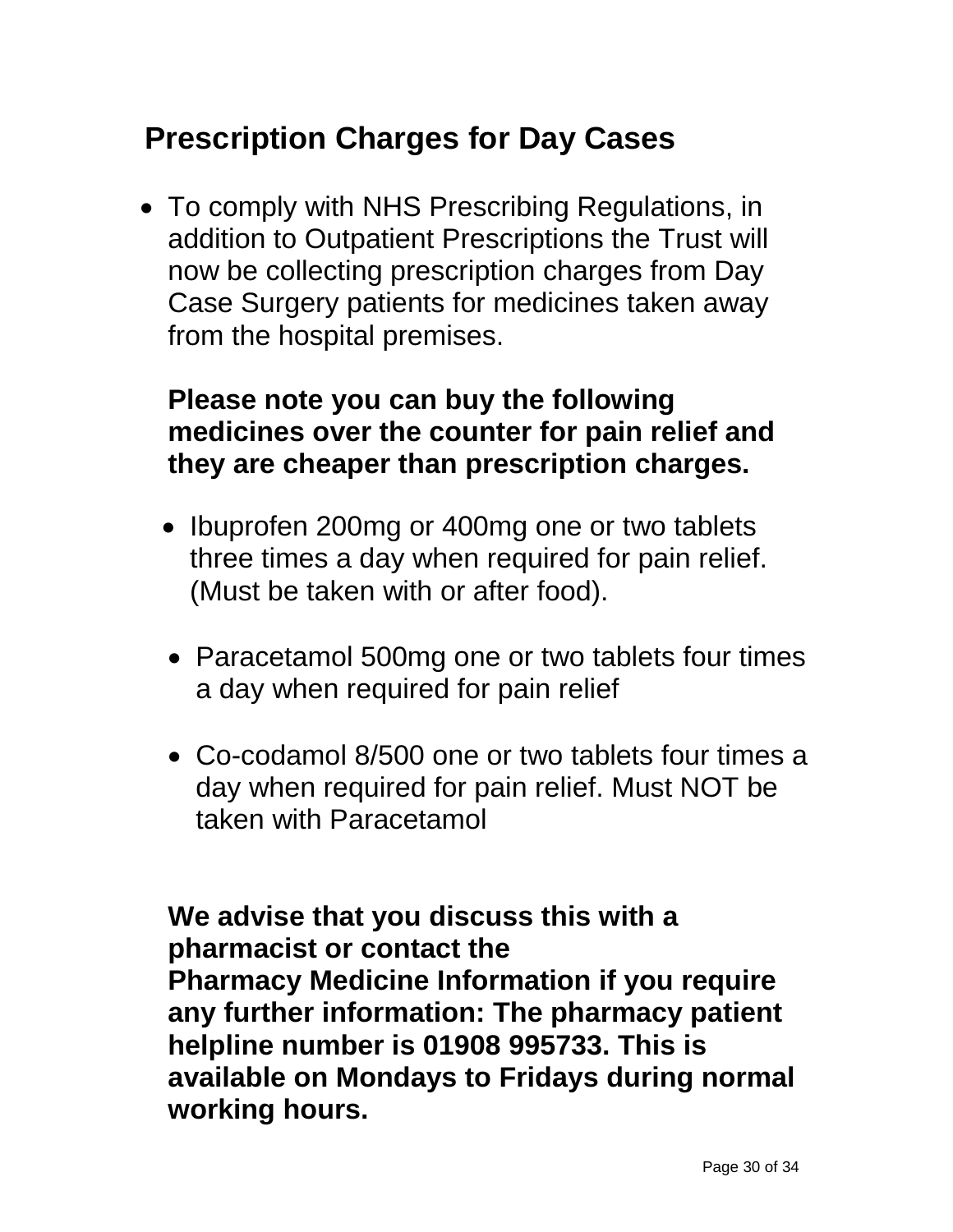# Prescription Charges for Day Cases

- To comply with NHS Prescribing Regulations, in addition to Outpatient Prescriptions the Trust will now be collecting prescription charges from Day Case Surgery patients for medicines taken away from the hospital premises.

  **Please note you can buy the following medicines over the counter for pain relief and they are cheaper than prescription charges.**

  - Ibuprofen 200mg or 400mg one or two tablets three times a day when required for pain relief. (Must be taken with or after food).
  - Paracetamol 500mg one or two tablets four times a day when required for pain relief
  - Co-codamol 8/500 one or two tablets four times a day when required for pain relief. Must NOT be taken with Paracetamol

  **We advise that you discuss this with a pharmacist or contact the Pharmacy Medicine Information if you require any further information: The pharmacy patient helpline number is 01908 995733. This is available on Mondays to Fridays during normal working hours.**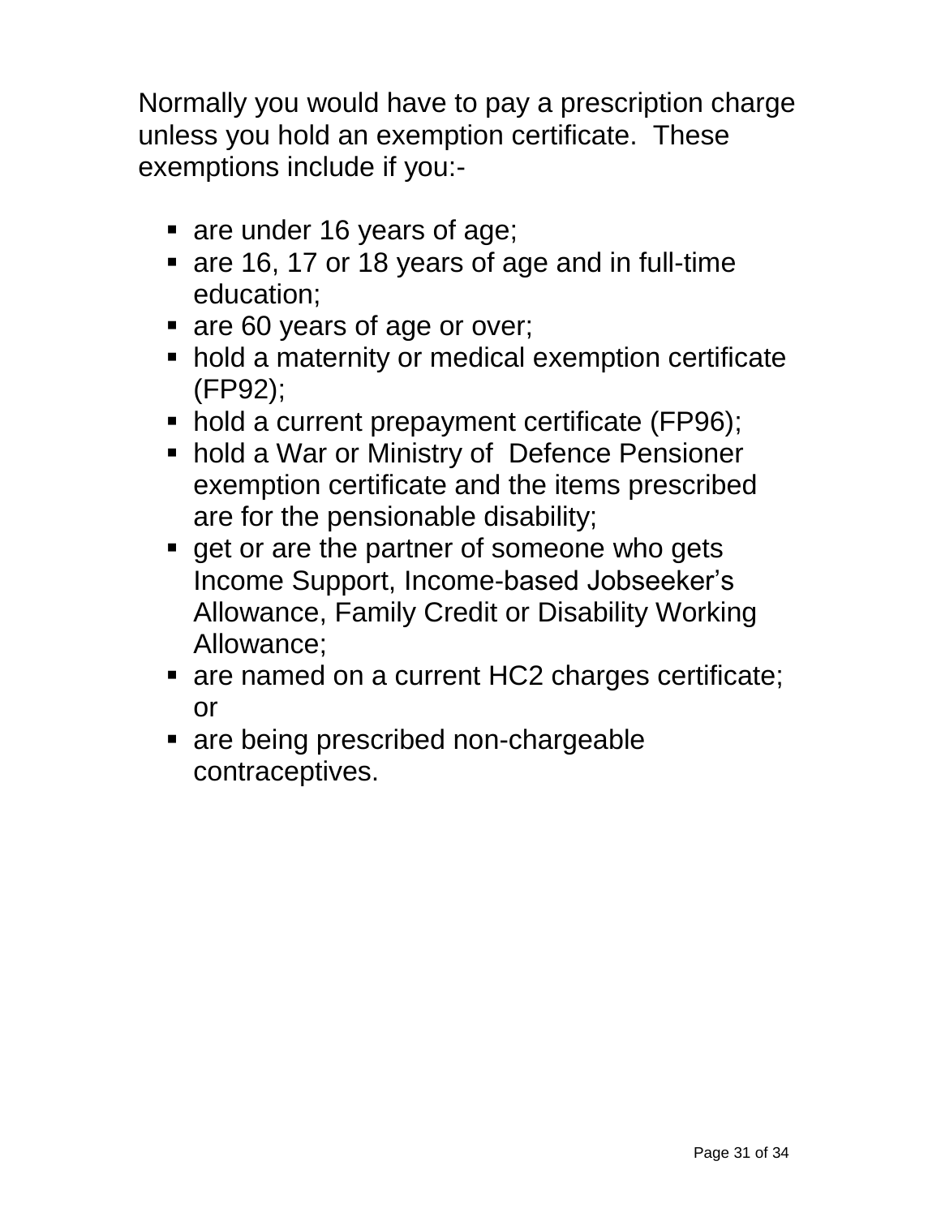Normally you would have to pay a prescription charge unless you hold an exemption certificate. These exemptions include if you:-

- are under 16 years of age;
- are 16, 17 or 18 years of age and in full-time education;
- are 60 years of age or over;
- hold a maternity or medical exemption certificate (FP92);
- hold a current prepayment certificate (FP96);
- hold a War or Ministry of Defence Pensioner exemption certificate and the items prescribed are for the pensionable disability;
- get or are the partner of someone who gets Income Support, Income-based Jobseeker's Allowance, Family Credit or Disability Working Allowance;
- are named on a current HC2 charges certificate; or
- are being prescribed non-chargeable contraceptives.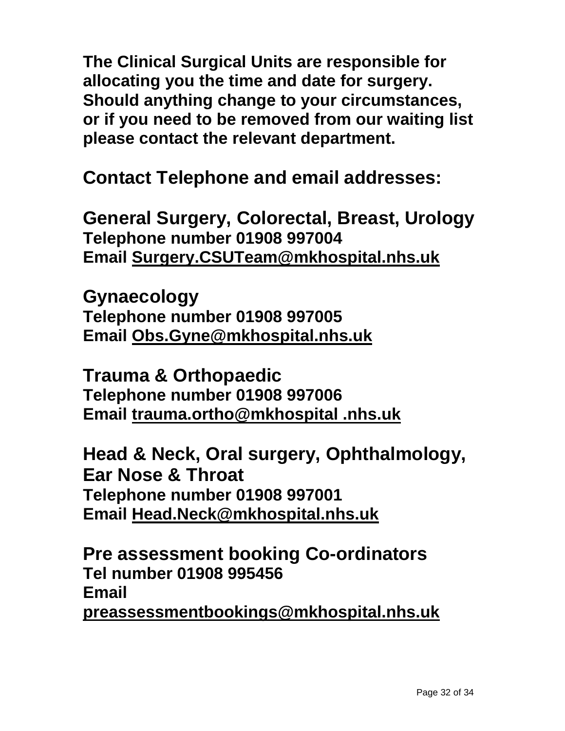**The Clinical Surgical Units are responsible for allocating you the time and date for surgery. Should anything change to your circumstances, or if you need to be removed from our waiting list please contact the relevant department.**

## Contact Telephone and email addresses:

## General Surgery, Colorectal, Breast, Urology

**Telephone number 01908 997004**
**Email Surgery.CSUTeam@mkhospital.nhs.uk**

## Gynaecology

**Telephone number 01908 997005**
**Email Obs.Gyne@mkhospital.nhs.uk**

## Trauma & Orthopaedic

**Telephone number 01908 997006**
**Email trauma.ortho@mkhospital .nhs.uk**

## Head & Neck, Oral surgery, Ophthalmology, Ear Nose & Throat

**Telephone number 01908 997001**
**Email Head.Neck@mkhospital.nhs.uk**

## Pre assessment booking Co-ordinators

**Tel number 01908 995456**
**Email preassessmentbookings@mkhospital.nhs.uk**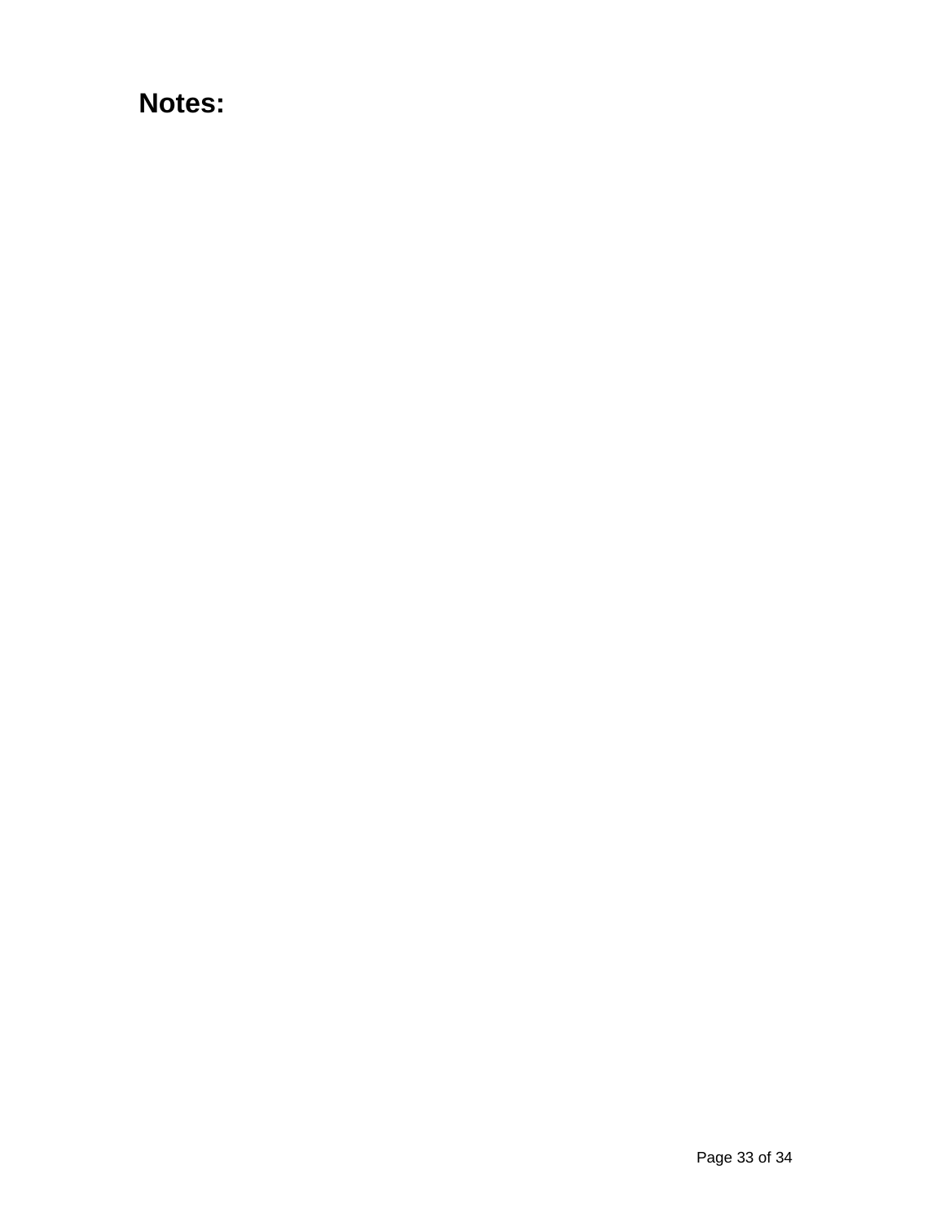**Notes:**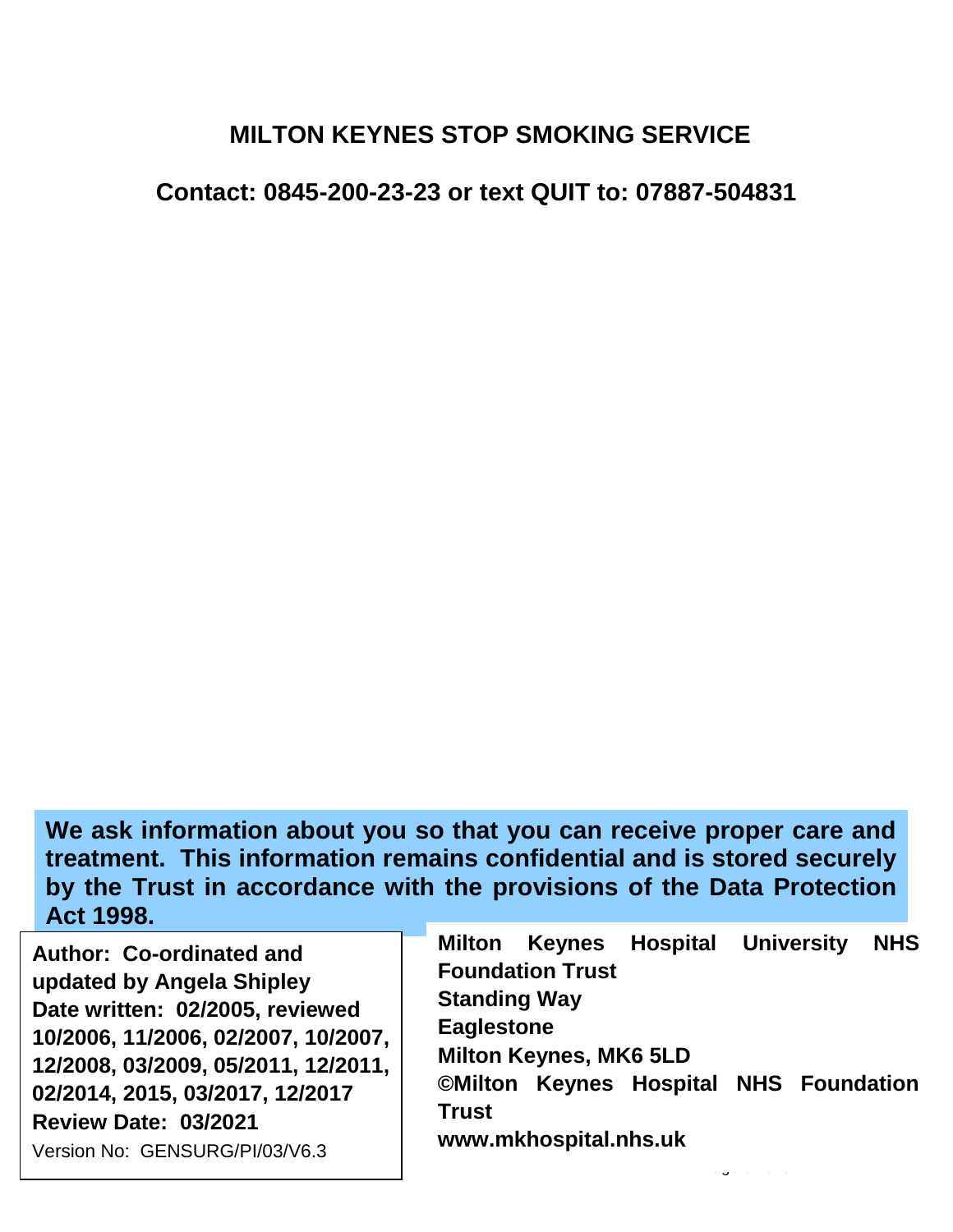## MILTON KEYNES STOP SMOKING SERVICE

**Contact: 0845-200-23-23 or text QUIT to: 07887-504831**

**We ask information about you so that you can receive proper care and treatment. This information remains confidential and is stored securely by the Trust in accordance with the provisions of the Data Protection Act 1998.**

**Author: Co-ordinated and updated by Angela Shipley**
**Date written: 02/2005, reviewed 10/2006, 11/2006, 02/2007, 10/2007, 12/2008, 03/2009, 05/2011, 12/2011, 02/2014, 2015, 03/2017, 12/2017**
**Review Date: 03/2021**
Version No: GENSURG/PI/03/V6.3

**Milton Keynes Hospital University NHS Foundation Trust**
**Standing Way**
**Eaglestone**
**Milton Keynes, MK6 5LD**
**©Milton Keynes Hospital NHS Foundation Trust**
**www.mkhospital.nhs.uk**